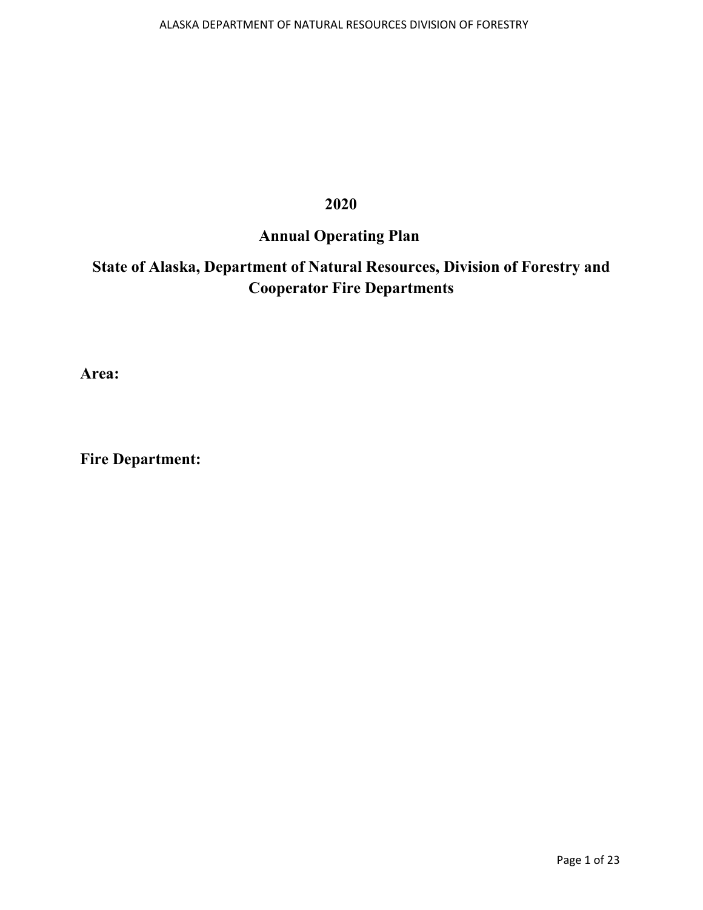# 2020

# Annual Operating Plan

# State of Alaska, Department of Natural Resources, Division of Forestry and Cooperator Fire Departments

**Area:**

**Fire Department:**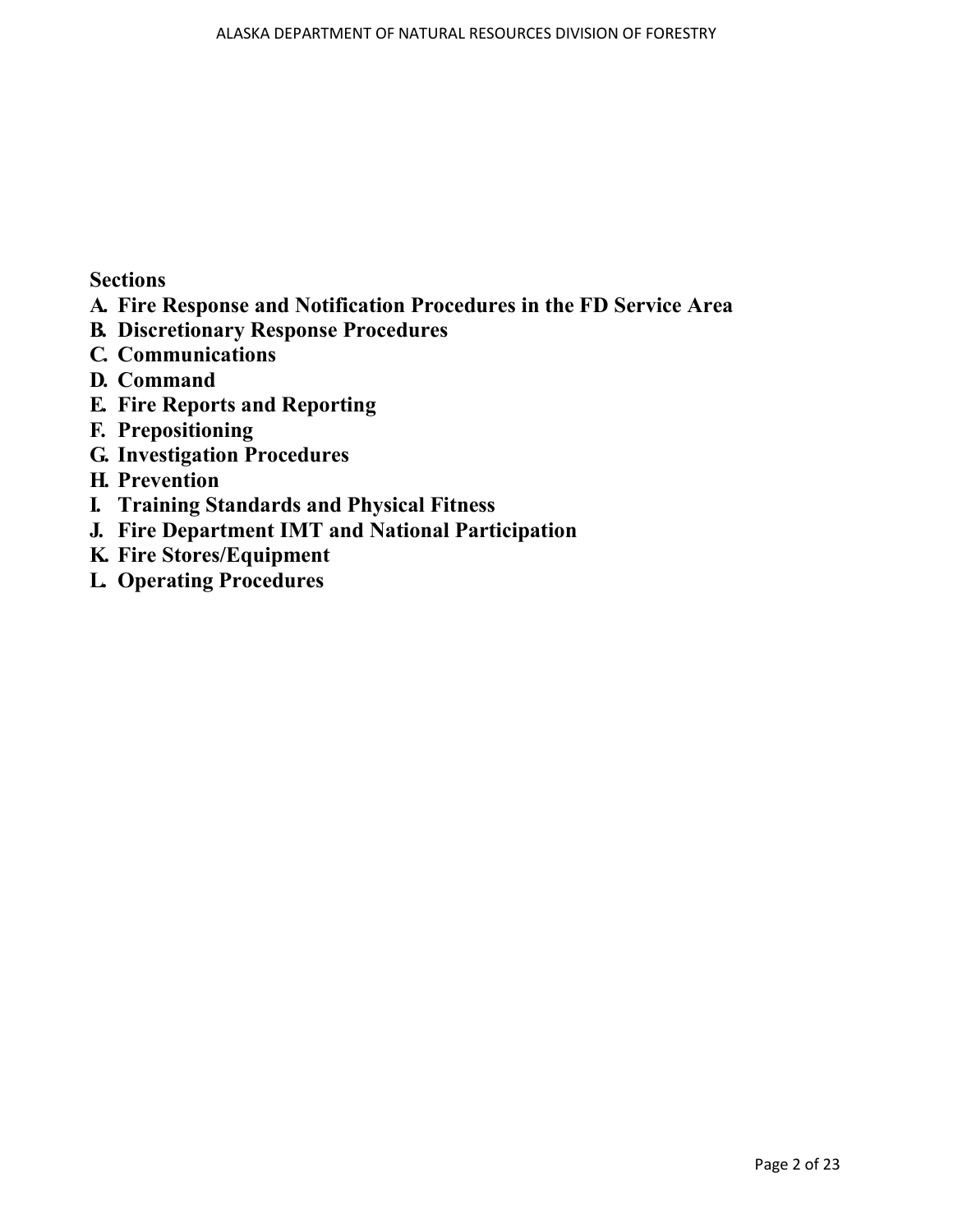**Sections**

**A. Fire Response and Notification Procedures in the FD Service Area**
**B. Discretionary Response Procedures**
**C. Communications**
**D. Command**
**E. Fire Reports and Reporting**
**F. Prepositioning**
**G. Investigation Procedures**
**H. Prevention**
**I. Training Standards and Physical Fitness**
**J. Fire Department IMT and National Participation**
**K. Fire Stores/Equipment**
**L. Operating Procedures**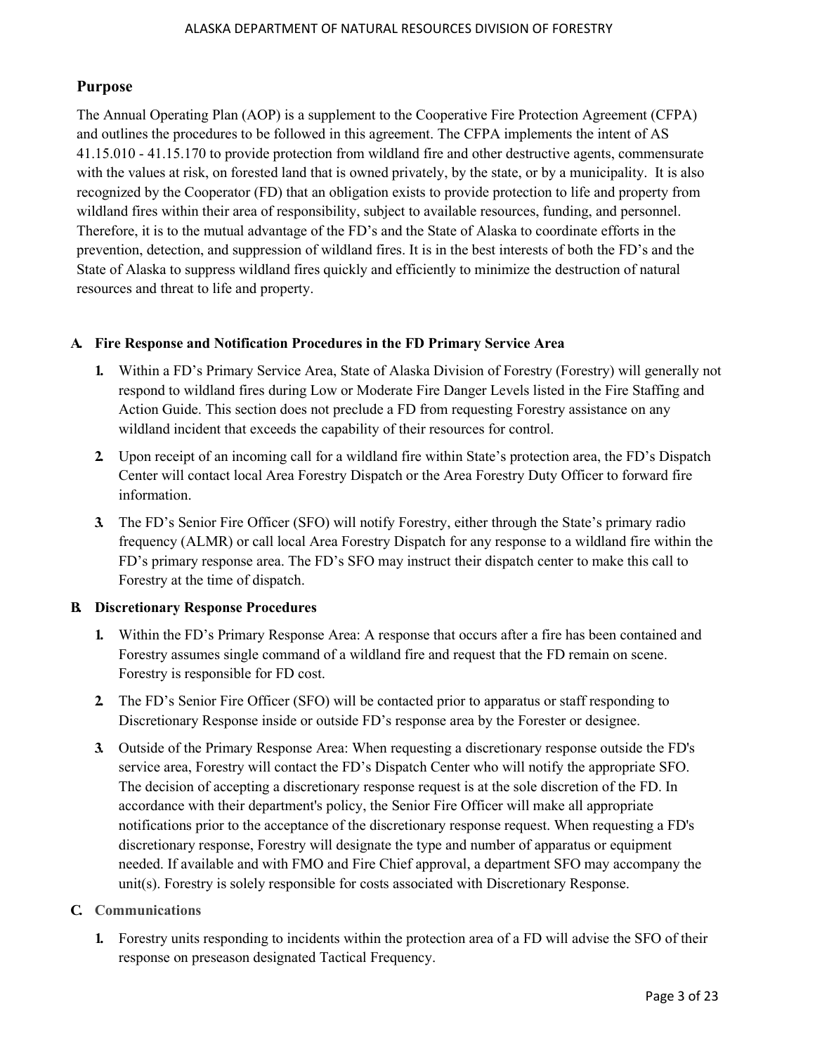## Purpose

The Annual Operating Plan (AOP) is a supplement to the Cooperative Fire Protection Agreement (CFPA) and outlines the procedures to be followed in this agreement. The CFPA implements the intent of AS 41.15.010 - 41.15.170 to provide protection from wildland fire and other destructive agents, commensurate with the values at risk, on forested land that is owned privately, by the state, or by a municipality. It is also recognized by the Cooperator (FD) that an obligation exists to provide protection to life and property from wildland fires within their area of responsibility, subject to available resources, funding, and personnel. Therefore, it is to the mutual advantage of the FD's and the State of Alaska to coordinate efforts in the prevention, detection, and suppression of wildland fires. It is in the best interests of both the FD's and the State of Alaska to suppress wildland fires quickly and efficiently to minimize the destruction of natural resources and threat to life and property.

### A. Fire Response and Notification Procedures in the FD Primary Service Area

1. Within a FD's Primary Service Area, State of Alaska Division of Forestry (Forestry) will generally not respond to wildland fires during Low or Moderate Fire Danger Levels listed in the Fire Staffing and Action Guide. This section does not preclude a FD from requesting Forestry assistance on any wildland incident that exceeds the capability of their resources for control.
2. Upon receipt of an incoming call for a wildland fire within State's protection area, the FD's Dispatch Center will contact local Area Forestry Dispatch or the Area Forestry Duty Officer to forward fire information.
3. The FD's Senior Fire Officer (SFO) will notify Forestry, either through the State's primary radio frequency (ALMR) or call local Area Forestry Dispatch for any response to a wildland fire within the FD's primary response area. The FD's SFO may instruct their dispatch center to make this call to Forestry at the time of dispatch.

### B. Discretionary Response Procedures

1. Within the FD's Primary Response Area: A response that occurs after a fire has been contained and Forestry assumes single command of a wildland fire and request that the FD remain on scene. Forestry is responsible for FD cost.
2. The FD's Senior Fire Officer (SFO) will be contacted prior to apparatus or staff responding to Discretionary Response inside or outside FD's response area by the Forester or designee.
3. Outside of the Primary Response Area: When requesting a discretionary response outside the FD's service area, Forestry will contact the FD's Dispatch Center who will notify the appropriate SFO. The decision of accepting a discretionary response request is at the sole discretion of the FD. In accordance with their department's policy, the Senior Fire Officer will make all appropriate notifications prior to the acceptance of the discretionary response request. When requesting a FD's discretionary response, Forestry will designate the type and number of apparatus or equipment needed. If available and with FMO and Fire Chief approval, a department SFO may accompany the unit(s). Forestry is solely responsible for costs associated with Discretionary Response.

### C. Communications

1. Forestry units responding to incidents within the protection area of a FD will advise the SFO of their response on preseason designated Tactical Frequency.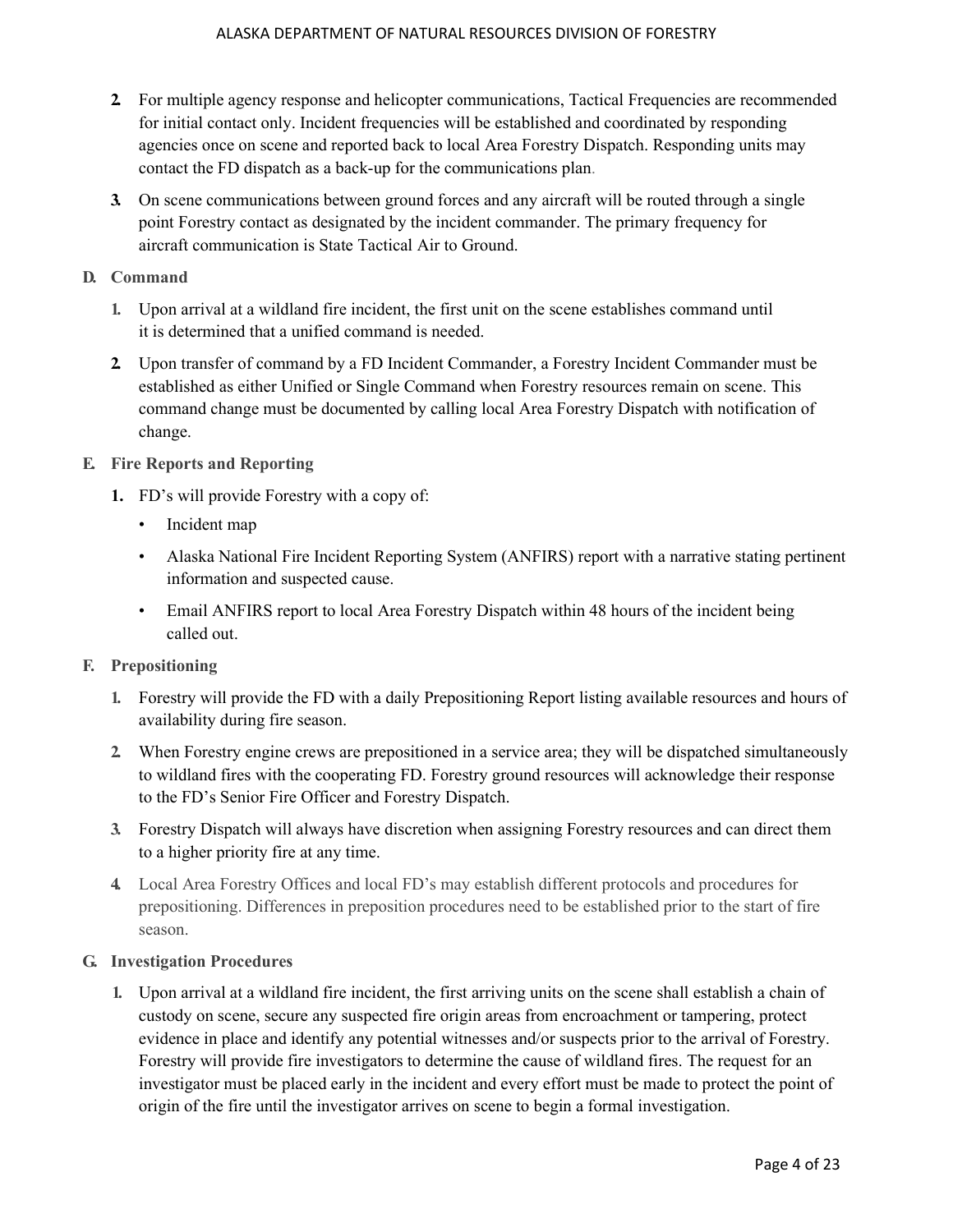2. For multiple agency response and helicopter communications, Tactical Frequencies are recommended for initial contact only. Incident frequencies will be established and coordinated by responding agencies once on scene and reported back to local Area Forestry Dispatch. Responding units may contact the FD dispatch as a back-up for the communications plan.

3. On scene communications between ground forces and any aircraft will be routed through a single point Forestry contact as designated by the incident commander. The primary frequency for aircraft communication is State Tactical Air to Ground.

**D. Command**

1. Upon arrival at a wildland fire incident, the first unit on the scene establishes command until it is determined that a unified command is needed.

2. Upon transfer of command by a FD Incident Commander, a Forestry Incident Commander must be established as either Unified or Single Command when Forestry resources remain on scene. This command change must be documented by calling local Area Forestry Dispatch with notification of change.

**E. Fire Reports and Reporting**

1. FD's will provide Forestry with a copy of:
   - Incident map
   - Alaska National Fire Incident Reporting System (ANFIRS) report with a narrative stating pertinent information and suspected cause.
   - Email ANFIRS report to local Area Forestry Dispatch within 48 hours of the incident being called out.

**F. Prepositioning**

1. Forestry will provide the FD with a daily Prepositioning Report listing available resources and hours of availability during fire season.

2. When Forestry engine crews are prepositioned in a service area; they will be dispatched simultaneously to wildland fires with the cooperating FD. Forestry ground resources will acknowledge their response to the FD's Senior Fire Officer and Forestry Dispatch.

3. Forestry Dispatch will always have discretion when assigning Forestry resources and can direct them to a higher priority fire at any time.

4. Local Area Forestry Offices and local FD's may establish different protocols and procedures for prepositioning. Differences in preposition procedures need to be established prior to the start of fire season.

**G. Investigation Procedures**

1. Upon arrival at a wildland fire incident, the first arriving units on the scene shall establish a chain of custody on scene, secure any suspected fire origin areas from encroachment or tampering, protect evidence in place and identify any potential witnesses and/or suspects prior to the arrival of Forestry. Forestry will provide fire investigators to determine the cause of wildland fires. The request for an investigator must be placed early in the incident and every effort must be made to protect the point of origin of the fire until the investigator arrives on scene to begin a formal investigation.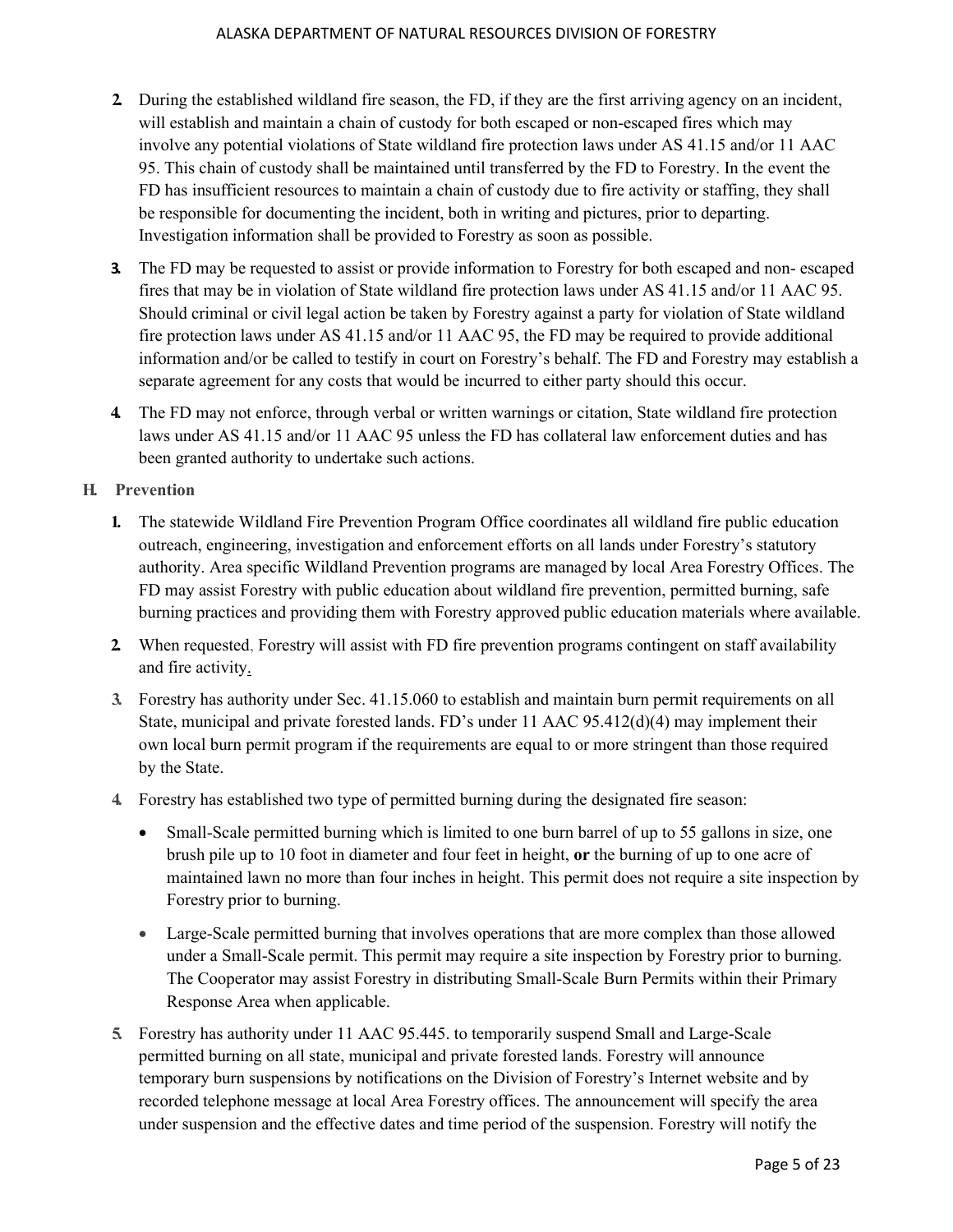2. During the established wildland fire season, the FD, if they are the first arriving agency on an incident, will establish and maintain a chain of custody for both escaped or non-escaped fires which may involve any potential violations of State wildland fire protection laws under AS 41.15 and/or 11 AAC 95. This chain of custody shall be maintained until transferred by the FD to Forestry. In the event the FD has insufficient resources to maintain a chain of custody due to fire activity or staffing, they shall be responsible for documenting the incident, both in writing and pictures, prior to departing. Investigation information shall be provided to Forestry as soon as possible.

3. The FD may be requested to assist or provide information to Forestry for both escaped and non- escaped fires that may be in violation of State wildland fire protection laws under AS 41.15 and/or 11 AAC 95. Should criminal or civil legal action be taken by Forestry against a party for violation of State wildland fire protection laws under AS 41.15 and/or 11 AAC 95, the FD may be required to provide additional information and/or be called to testify in court on Forestry's behalf. The FD and Forestry may establish a separate agreement for any costs that would be incurred to either party should this occur.

4. The FD may not enforce, through verbal or written warnings or citation, State wildland fire protection laws under AS 41.15 and/or 11 AAC 95 unless the FD has collateral law enforcement duties and has been granted authority to undertake such actions.

**H. Prevention**

1. The statewide Wildland Fire Prevention Program Office coordinates all wildland fire public education outreach, engineering, investigation and enforcement efforts on all lands under Forestry's statutory authority. Area specific Wildland Prevention programs are managed by local Area Forestry Offices. The FD may assist Forestry with public education about wildland fire prevention, permitted burning, safe burning practices and providing them with Forestry approved public education materials where available.

2. When requested, Forestry will assist with FD fire prevention programs contingent on staff availability and fire activity.

3. Forestry has authority under Sec. 41.15.060 to establish and maintain burn permit requirements on all State, municipal and private forested lands. FD's under 11 AAC 95.412(d)(4) may implement their own local burn permit program if the requirements are equal to or more stringent than those required by the State.

4. Forestry has established two type of permitted burning during the designated fire season:

   - Small-Scale permitted burning which is limited to one burn barrel of up to 55 gallons in size, one brush pile up to 10 foot in diameter and four feet in height, **or** the burning of up to one acre of maintained lawn no more than four inches in height. This permit does not require a site inspection by Forestry prior to burning.
   - Large-Scale permitted burning that involves operations that are more complex than those allowed under a Small-Scale permit. This permit may require a site inspection by Forestry prior to burning. The Cooperator may assist Forestry in distributing Small-Scale Burn Permits within their Primary Response Area when applicable.

5. Forestry has authority under 11 AAC 95.445. to temporarily suspend Small and Large-Scale permitted burning on all state, municipal and private forested lands. Forestry will announce temporary burn suspensions by notifications on the Division of Forestry's Internet website and by recorded telephone message at local Area Forestry offices. The announcement will specify the area under suspension and the effective dates and time period of the suspension. Forestry will notify the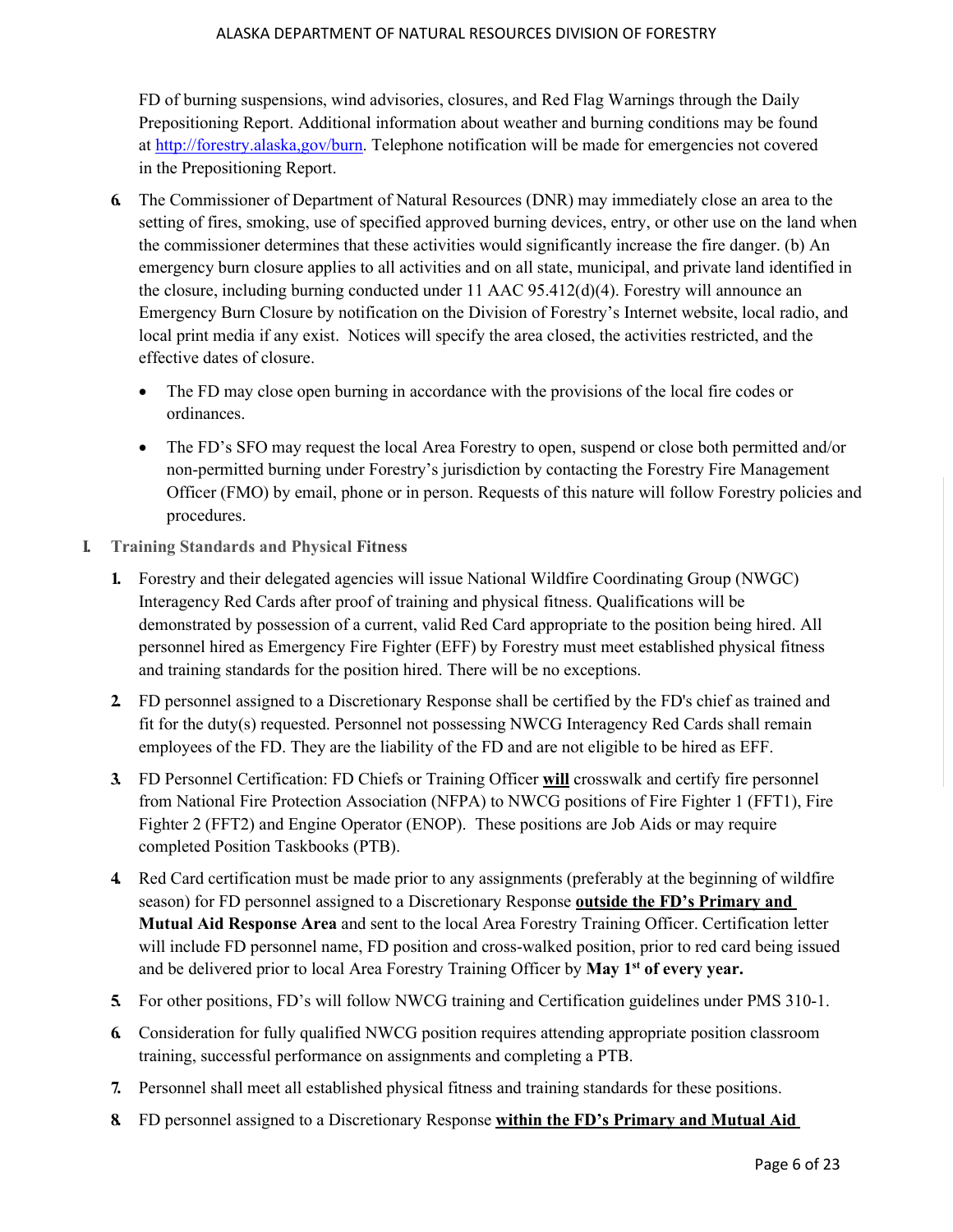FD of burning suspensions, wind advisories, closures, and Red Flag Warnings through the Daily Prepositioning Report. Additional information about weather and burning conditions may be found at [http://forestry.alaska,gov/burn](http://forestry.alaska,gov/burn). Telephone notification will be made for emergencies not covered in the Prepositioning Report.

6. The Commissioner of Department of Natural Resources (DNR) may immediately close an area to the setting of fires, smoking, use of specified approved burning devices, entry, or other use on the land when the commissioner determines that these activities would significantly increase the fire danger. (b) An emergency burn closure applies to all activities and on all state, municipal, and private land identified in the closure, including burning conducted under 11 AAC 95.412(d)(4). Forestry will announce an Emergency Burn Closure by notification on the Division of Forestry's Internet website, local radio, and local print media if any exist. Notices will specify the area closed, the activities restricted, and the effective dates of closure.
   - The FD may close open burning in accordance with the provisions of the local fire codes or ordinances.
   - The FD's SFO may request the local Area Forestry to open, suspend or close both permitted and/or non-permitted burning under Forestry's jurisdiction by contacting the Forestry Fire Management Officer (FMO) by email, phone or in person. Requests of this nature will follow Forestry policies and procedures.

## I. Training Standards and Physical Fitness

1. Forestry and their delegated agencies will issue National Wildfire Coordinating Group (NWGC) Interagency Red Cards after proof of training and physical fitness. Qualifications will be demonstrated by possession of a current, valid Red Card appropriate to the position being hired. All personnel hired as Emergency Fire Fighter (EFF) by Forestry must meet established physical fitness and training standards for the position hired. There will be no exceptions.
2. FD personnel assigned to a Discretionary Response shall be certified by the FD's chief as trained and fit for the duty(s) requested. Personnel not possessing NWCG Interagency Red Cards shall remain employees of the FD. They are the liability of the FD and are not eligible to be hired as EFF.
3. FD Personnel Certification: FD Chiefs or Training Officer **<u>will</u>** crosswalk and certify fire personnel from National Fire Protection Association (NFPA) to NWCG positions of Fire Fighter 1 (FFT1), Fire Fighter 2 (FFT2) and Engine Operator (ENOP). These positions are Job Aids or may require completed Position Taskbooks (PTB).
4. Red Card certification must be made prior to any assignments (preferably at the beginning of wildfire season) for FD personnel assigned to a Discretionary Response **<u>outside the FD's Primary and Mutual Aid Response Area</u>** and sent to the local Area Forestry Training Officer. Certification letter will include FD personnel name, FD position and cross-walked position, prior to red card being issued and be delivered prior to local Area Forestry Training Officer by **May 1st of every year.**
5. For other positions, FD's will follow NWCG training and Certification guidelines under PMS 310-1.
6. Consideration for fully qualified NWCG position requires attending appropriate position classroom training, successful performance on assignments and completing a PTB.
7. Personnel shall meet all established physical fitness and training standards for these positions.
8. FD personnel assigned to a Discretionary Response **<u>within the FD's Primary and Mutual Aid</u>**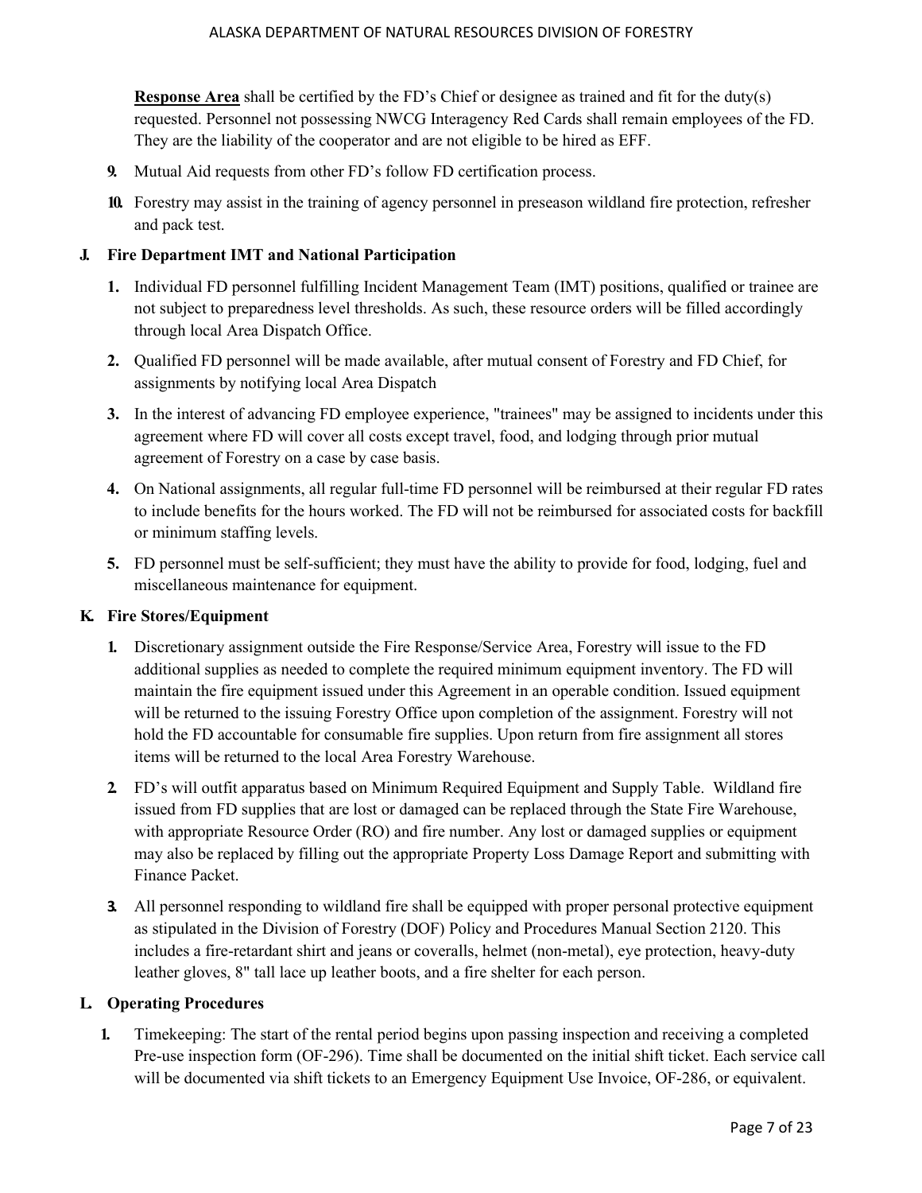**Response Area** shall be certified by the FD's Chief or designee as trained and fit for the duty(s) requested. Personnel not possessing NWCG Interagency Red Cards shall remain employees of the FD. They are the liability of the cooperator and are not eligible to be hired as EFF.

9. Mutual Aid requests from other FD's follow FD certification process.
10. Forestry may assist in the training of agency personnel in preseason wildland fire protection, refresher and pack test.

**J. Fire Department IMT and National Participation**

1. Individual FD personnel fulfilling Incident Management Team (IMT) positions, qualified or trainee are not subject to preparedness level thresholds. As such, these resource orders will be filled accordingly through local Area Dispatch Office.
2. Qualified FD personnel will be made available, after mutual consent of Forestry and FD Chief, for assignments by notifying local Area Dispatch
3. In the interest of advancing FD employee experience, "trainees" may be assigned to incidents under this agreement where FD will cover all costs except travel, food, and lodging through prior mutual agreement of Forestry on a case by case basis.
4. On National assignments, all regular full-time FD personnel will be reimbursed at their regular FD rates to include benefits for the hours worked. The FD will not be reimbursed for associated costs for backfill or minimum staffing levels.
5. FD personnel must be self-sufficient; they must have the ability to provide for food, lodging, fuel and miscellaneous maintenance for equipment.

**K. Fire Stores/Equipment**

1. Discretionary assignment outside the Fire Response/Service Area, Forestry will issue to the FD additional supplies as needed to complete the required minimum equipment inventory. The FD will maintain the fire equipment issued under this Agreement in an operable condition. Issued equipment will be returned to the issuing Forestry Office upon completion of the assignment. Forestry will not hold the FD accountable for consumable fire supplies. Upon return from fire assignment all stores items will be returned to the local Area Forestry Warehouse.
2. FD's will outfit apparatus based on Minimum Required Equipment and Supply Table. Wildland fire issued from FD supplies that are lost or damaged can be replaced through the State Fire Warehouse, with appropriate Resource Order (RO) and fire number. Any lost or damaged supplies or equipment may also be replaced by filling out the appropriate Property Loss Damage Report and submitting with Finance Packet.
3. All personnel responding to wildland fire shall be equipped with proper personal protective equipment as stipulated in the Division of Forestry (DOF) Policy and Procedures Manual Section 2120. This includes a fire-retardant shirt and jeans or coveralls, helmet (non-metal), eye protection, heavy-duty leather gloves, 8" tall lace up leather boots, and a fire shelter for each person.

**L. Operating Procedures**

1. Timekeeping: The start of the rental period begins upon passing inspection and receiving a completed Pre-use inspection form (OF-296). Time shall be documented on the initial shift ticket. Each service call will be documented via shift tickets to an Emergency Equipment Use Invoice, OF-286, or equivalent.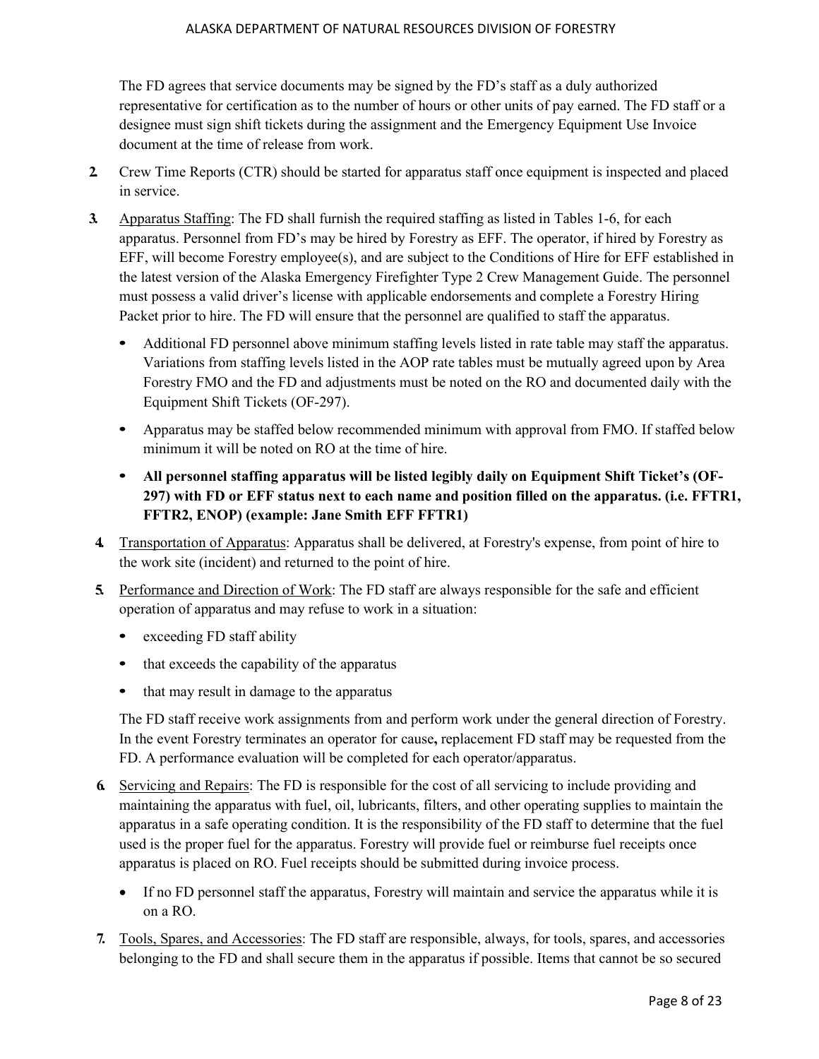The FD agrees that service documents may be signed by the FD's staff as a duly authorized representative for certification as to the number of hours or other units of pay earned. The FD staff or a designee must sign shift tickets during the assignment and the Emergency Equipment Use Invoice document at the time of release from work.

2. Crew Time Reports (CTR) should be started for apparatus staff once equipment is inspected and placed in service.

3. Apparatus Staffing: The FD shall furnish the required staffing as listed in Tables 1-6, for each apparatus. Personnel from FD's may be hired by Forestry as EFF. The operator, if hired by Forestry as EFF, will become Forestry employee(s), and are subject to the Conditions of Hire for EFF established in the latest version of the Alaska Emergency Firefighter Type 2 Crew Management Guide. The personnel must possess a valid driver's license with applicable endorsements and complete a Forestry Hiring Packet prior to hire. The FD will ensure that the personnel are qualified to staff the apparatus.

   - Additional FD personnel above minimum staffing levels listed in rate table may staff the apparatus. Variations from staffing levels listed in the AOP rate tables must be mutually agreed upon by Area Forestry FMO and the FD and adjustments must be noted on the RO and documented daily with the Equipment Shift Tickets (OF-297).
   - Apparatus may be staffed below recommended minimum with approval from FMO. If staffed below minimum it will be noted on RO at the time of hire.
   - **All personnel staffing apparatus will be listed legibly daily on Equipment Shift Ticket's (OF-297) with FD or EFF status next to each name and position filled on the apparatus. (i.e. FFTR1, FFTR2, ENOP) (example: Jane Smith EFF FFTR1)**

4. Transportation of Apparatus: Apparatus shall be delivered, at Forestry's expense, from point of hire to the work site (incident) and returned to the point of hire.

5. Performance and Direction of Work: The FD staff are always responsible for the safe and efficient operation of apparatus and may refuse to work in a situation:

   - exceeding FD staff ability
   - that exceeds the capability of the apparatus
   - that may result in damage to the apparatus

   The FD staff receive work assignments from and perform work under the general direction of Forestry. In the event Forestry terminates an operator for cause**,** replacement FD staff may be requested from the FD. A performance evaluation will be completed for each operator/apparatus.

6. Servicing and Repairs: The FD is responsible for the cost of all servicing to include providing and maintaining the apparatus with fuel, oil, lubricants, filters, and other operating supplies to maintain the apparatus in a safe operating condition. It is the responsibility of the FD staff to determine that the fuel used is the proper fuel for the apparatus. Forestry will provide fuel or reimburse fuel receipts once apparatus is placed on RO. Fuel receipts should be submitted during invoice process.

   - If no FD personnel staff the apparatus, Forestry will maintain and service the apparatus while it is on a RO.

7. Tools, Spares, and Accessories: The FD staff are responsible, always, for tools, spares, and accessories belonging to the FD and shall secure them in the apparatus if possible. Items that cannot be so secured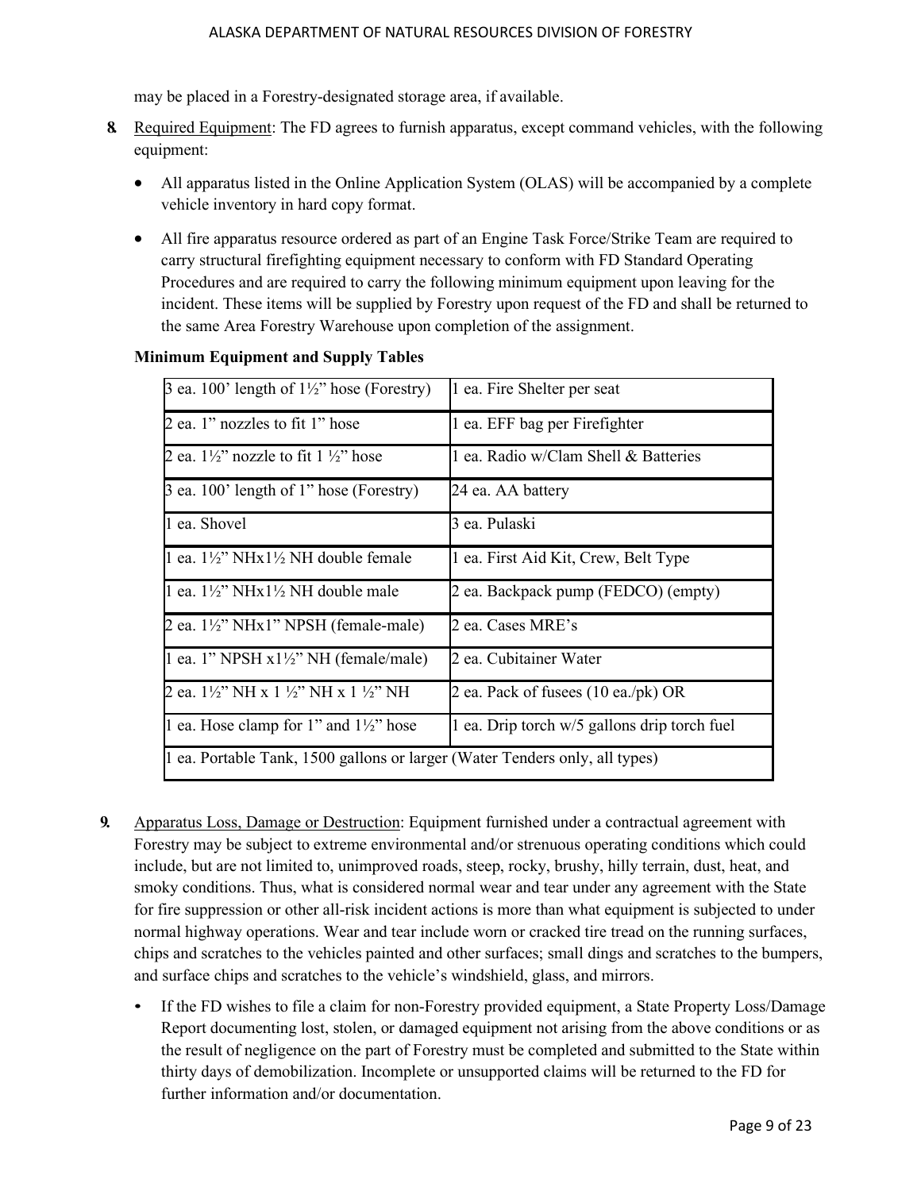may be placed in a Forestry-designated storage area, if available.

**8.** Required Equipment: The FD agrees to furnish apparatus, except command vehicles, with the following equipment:

- All apparatus listed in the Online Application System (OLAS) will be accompanied by a complete vehicle inventory in hard copy format.
- All fire apparatus resource ordered as part of an Engine Task Force/Strike Team are required to carry structural firefighting equipment necessary to conform with FD Standard Operating Procedures and are required to carry the following minimum equipment upon leaving for the incident. These items will be supplied by Forestry upon request of the FD and shall be returned to the same Area Forestry Warehouse upon completion of the assignment.

**Minimum Equipment and Supply Tables**

| | |
|---|---|
| 3 ea. 100' length of 1½" hose (Forestry) | 1 ea. Fire Shelter per seat |
| 2 ea. 1" nozzles to fit 1" hose | 1 ea. EFF bag per Firefighter |
| 2 ea. 1½" nozzle to fit 1 ½" hose | 1 ea. Radio w/Clam Shell & Batteries |
| 3 ea. 100' length of 1" hose (Forestry) | 24 ea. AA battery |
| 1 ea. Shovel | 3 ea. Pulaski |
| 1 ea. 1½" NHx1½ NH double female | 1 ea. First Aid Kit, Crew, Belt Type |
| 1 ea. 1½" NHx1½ NH double male | 2 ea. Backpack pump (FEDCO) (empty) |
| 2 ea. 1½" NHx1" NPSH (female-male) | 2 ea. Cases MRE's |
| 1 ea. 1" NPSH x1½" NH (female/male) | 2 ea. Cubitainer Water |
| 2 ea. 1½" NH x 1 ½" NH x 1 ½" NH | 2 ea. Pack of fusees (10 ea./pk) OR |
| 1 ea. Hose clamp for 1" and 1½" hose | 1 ea. Drip torch w/5 gallons drip torch fuel |
| 1 ea. Portable Tank, 1500 gallons or larger (Water Tenders only, all types) | |

**9.** Apparatus Loss, Damage or Destruction: Equipment furnished under a contractual agreement with Forestry may be subject to extreme environmental and/or strenuous operating conditions which could include, but are not limited to, unimproved roads, steep, rocky, brushy, hilly terrain, dust, heat, and smoky conditions. Thus, what is considered normal wear and tear under any agreement with the State for fire suppression or other all-risk incident actions is more than what equipment is subjected to under normal highway operations. Wear and tear include worn or cracked tire tread on the running surfaces, chips and scratches to the vehicles painted and other surfaces; small dings and scratches to the bumpers, and surface chips and scratches to the vehicle's windshield, glass, and mirrors.

- If the FD wishes to file a claim for non-Forestry provided equipment, a State Property Loss/Damage Report documenting lost, stolen, or damaged equipment not arising from the above conditions or as the result of negligence on the part of Forestry must be completed and submitted to the State within thirty days of demobilization. Incomplete or unsupported claims will be returned to the FD for further information and/or documentation.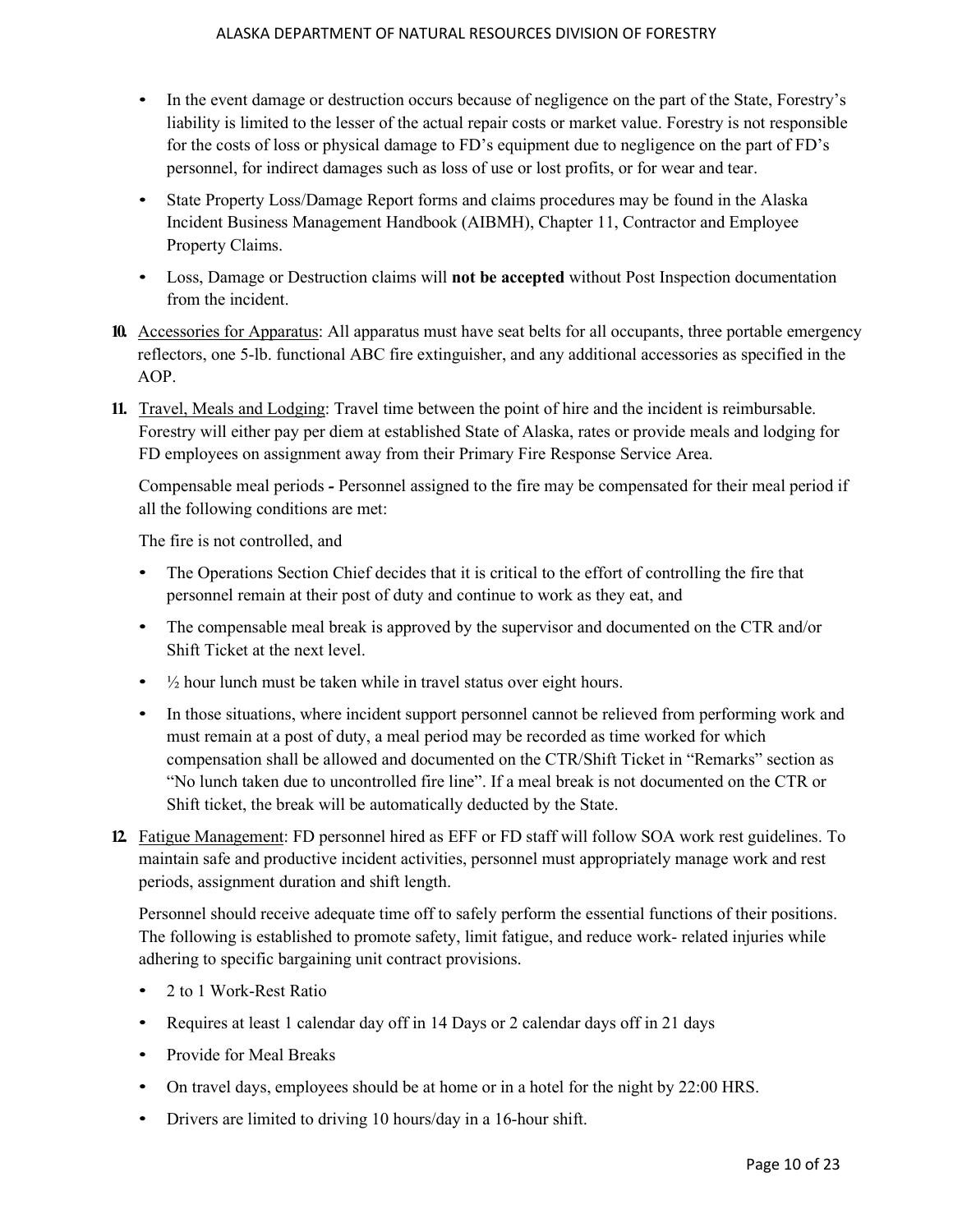- In the event damage or destruction occurs because of negligence on the part of the State, Forestry's liability is limited to the lesser of the actual repair costs or market value. Forestry is not responsible for the costs of loss or physical damage to FD's equipment due to negligence on the part of FD's personnel, for indirect damages such as loss of use or lost profits, or for wear and tear.
- State Property Loss/Damage Report forms and claims procedures may be found in the Alaska Incident Business Management Handbook (AIBMH), Chapter 11, Contractor and Employee Property Claims.
- Loss, Damage or Destruction claims will **not be accepted** without Post Inspection documentation from the incident.

**10.** Accessories for Apparatus: All apparatus must have seat belts for all occupants, three portable emergency reflectors, one 5-lb. functional ABC fire extinguisher, and any additional accessories as specified in the AOP.

**11.** Travel, Meals and Lodging: Travel time between the point of hire and the incident is reimbursable. Forestry will either pay per diem at established State of Alaska, rates or provide meals and lodging for FD employees on assignment away from their Primary Fire Response Service Area.

Compensable meal periods **-** Personnel assigned to the fire may be compensated for their meal period if all the following conditions are met:

The fire is not controlled, and

- The Operations Section Chief decides that it is critical to the effort of controlling the fire that personnel remain at their post of duty and continue to work as they eat, and
- The compensable meal break is approved by the supervisor and documented on the CTR and/or Shift Ticket at the next level.
- ½ hour lunch must be taken while in travel status over eight hours.
- In those situations, where incident support personnel cannot be relieved from performing work and must remain at a post of duty, a meal period may be recorded as time worked for which compensation shall be allowed and documented on the CTR/Shift Ticket in "Remarks" section as "No lunch taken due to uncontrolled fire line". If a meal break is not documented on the CTR or Shift ticket, the break will be automatically deducted by the State.

**12.** Fatigue Management: FD personnel hired as EFF or FD staff will follow SOA work rest guidelines. To maintain safe and productive incident activities, personnel must appropriately manage work and rest periods, assignment duration and shift length.

Personnel should receive adequate time off to safely perform the essential functions of their positions. The following is established to promote safety, limit fatigue, and reduce work- related injuries while adhering to specific bargaining unit contract provisions.

- 2 to 1 Work-Rest Ratio
- Requires at least 1 calendar day off in 14 Days or 2 calendar days off in 21 days
- Provide for Meal Breaks
- On travel days, employees should be at home or in a hotel for the night by 22:00 HRS.
- Drivers are limited to driving 10 hours/day in a 16-hour shift.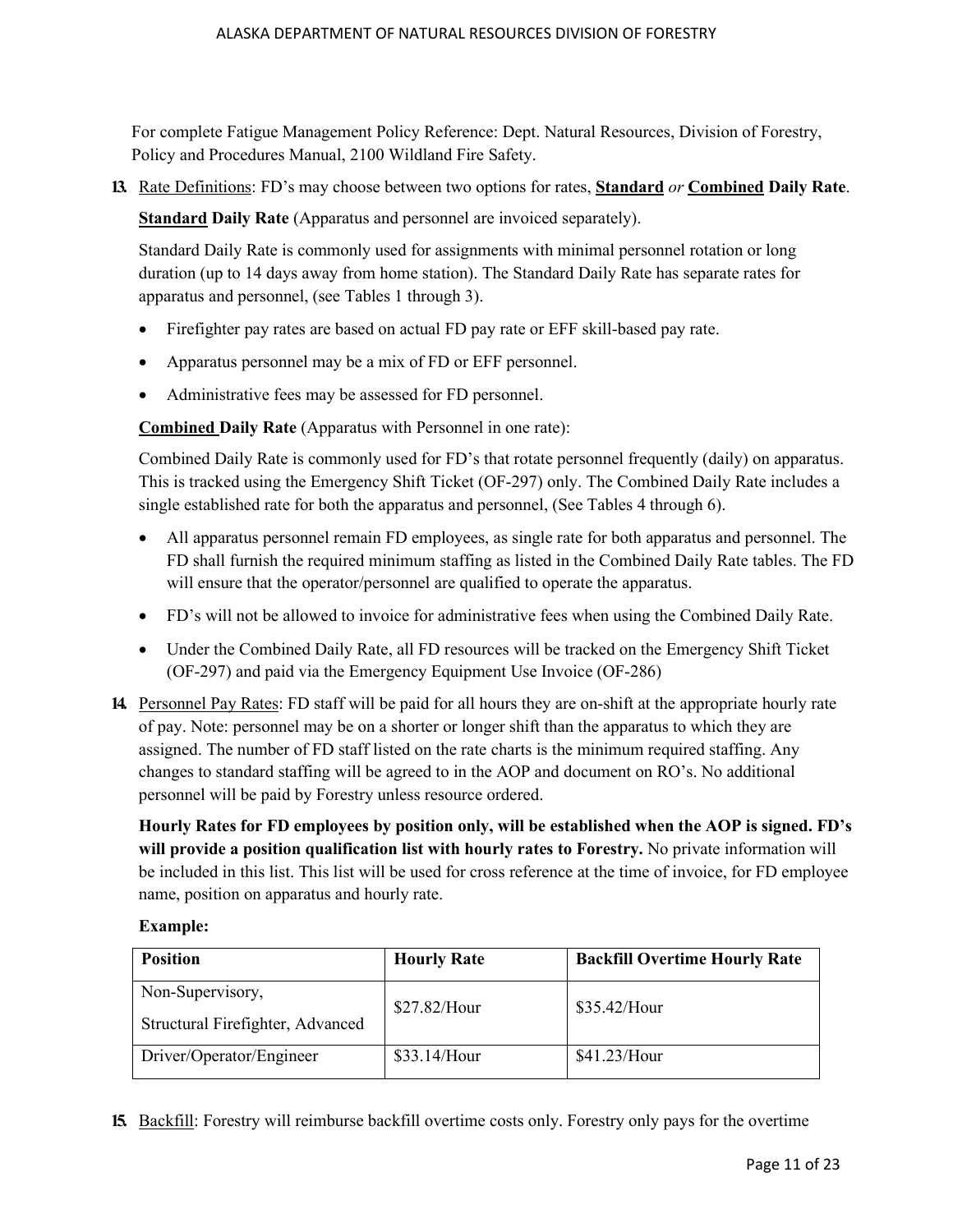For complete Fatigue Management Policy Reference: Dept. Natural Resources, Division of Forestry, Policy and Procedures Manual, 2100 Wildland Fire Safety.

**13.** Rate Definitions: FD's may choose between two options for rates, **Standard** *or* **Combined Daily Rate**.

**Standard Daily Rate** (Apparatus and personnel are invoiced separately).

Standard Daily Rate is commonly used for assignments with minimal personnel rotation or long duration (up to 14 days away from home station). The Standard Daily Rate has separate rates for apparatus and personnel, (see Tables 1 through 3).

- Firefighter pay rates are based on actual FD pay rate or EFF skill-based pay rate.
- Apparatus personnel may be a mix of FD or EFF personnel.
- Administrative fees may be assessed for FD personnel.

**Combined Daily Rate** (Apparatus with Personnel in one rate):

Combined Daily Rate is commonly used for FD's that rotate personnel frequently (daily) on apparatus. This is tracked using the Emergency Shift Ticket (OF-297) only. The Combined Daily Rate includes a single established rate for both the apparatus and personnel, (See Tables 4 through 6).

- All apparatus personnel remain FD employees, as single rate for both apparatus and personnel. The FD shall furnish the required minimum staffing as listed in the Combined Daily Rate tables. The FD will ensure that the operator/personnel are qualified to operate the apparatus.
- FD's will not be allowed to invoice for administrative fees when using the Combined Daily Rate.
- Under the Combined Daily Rate, all FD resources will be tracked on the Emergency Shift Ticket (OF-297) and paid via the Emergency Equipment Use Invoice (OF-286)

**14.** Personnel Pay Rates: FD staff will be paid for all hours they are on-shift at the appropriate hourly rate of pay. Note: personnel may be on a shorter or longer shift than the apparatus to which they are assigned. The number of FD staff listed on the rate charts is the minimum required staffing. Any changes to standard staffing will be agreed to in the AOP and document on RO's. No additional personnel will be paid by Forestry unless resource ordered.

**Hourly Rates for FD employees by position only, will be established when the AOP is signed. FD's will provide a position qualification list with hourly rates to Forestry.** No private information will be included in this list. This list will be used for cross reference at the time of invoice, for FD employee name, position on apparatus and hourly rate.

**Example:**

| Position | Hourly Rate | Backfill Overtime Hourly Rate |
|---|---|---|
| Non-Supervisory, Structural Firefighter, Advanced | $27.82/Hour | $35.42/Hour |
| Driver/Operator/Engineer | $33.14/Hour | $41.23/Hour |

**15.** Backfill: Forestry will reimburse backfill overtime costs only. Forestry only pays for the overtime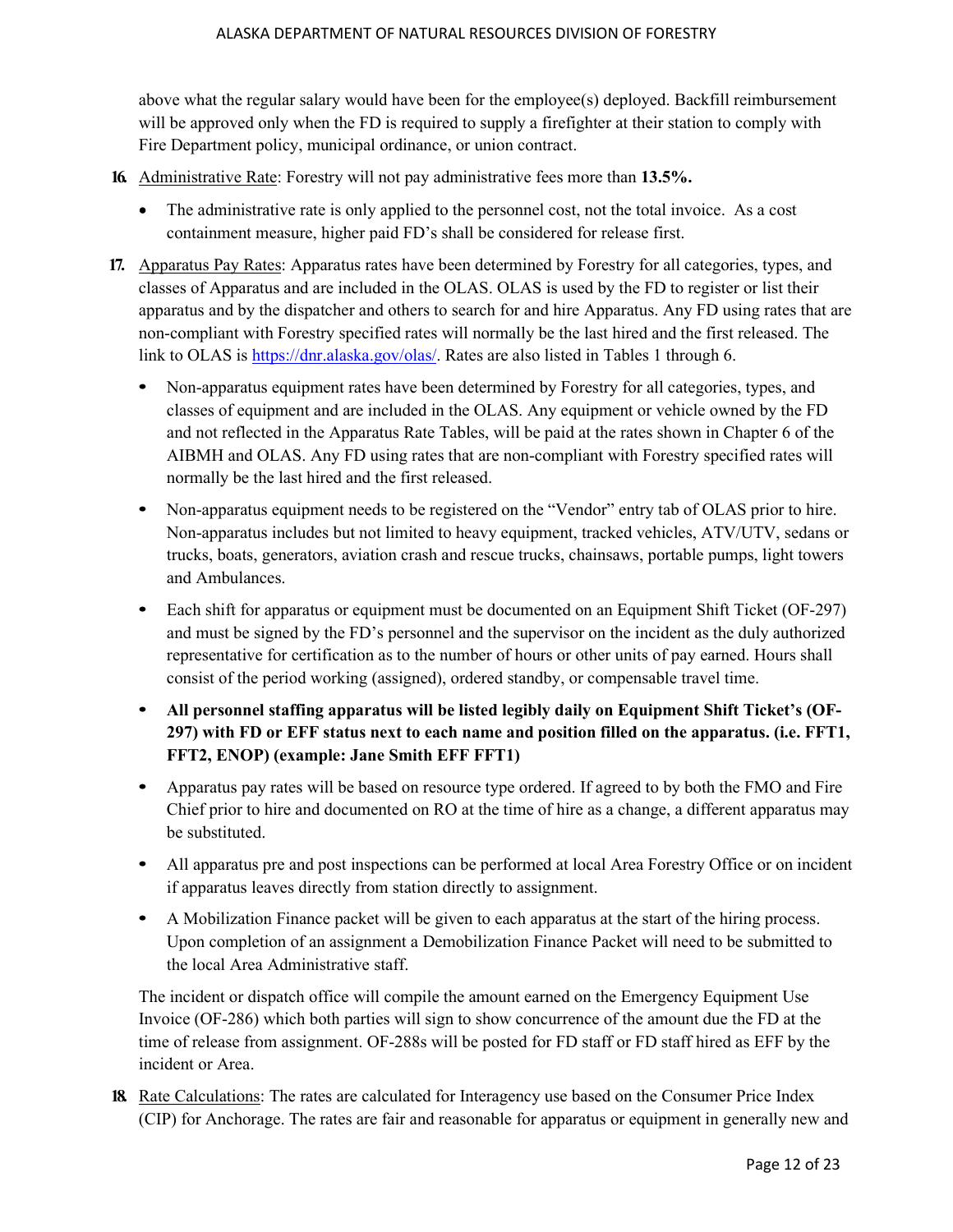above what the regular salary would have been for the employee(s) deployed. Backfill reimbursement will be approved only when the FD is required to supply a firefighter at their station to comply with Fire Department policy, municipal ordinance, or union contract.

16. Administrative Rate: Forestry will not pay administrative fees more than **13.5%.**

    - The administrative rate is only applied to the personnel cost, not the total invoice. As a cost containment measure, higher paid FD's shall be considered for release first.

17. Apparatus Pay Rates: Apparatus rates have been determined by Forestry for all categories, types, and classes of Apparatus and are included in the OLAS. OLAS is used by the FD to register or list their apparatus and by the dispatcher and others to search for and hire Apparatus. Any FD using rates that are non-compliant with Forestry specified rates will normally be the last hired and the first released. The link to OLAS is https://dnr.alaska.gov/olas/. Rates are also listed in Tables 1 through 6.

    - Non-apparatus equipment rates have been determined by Forestry for all categories, types, and classes of equipment and are included in the OLAS. Any equipment or vehicle owned by the FD and not reflected in the Apparatus Rate Tables, will be paid at the rates shown in Chapter 6 of the AIBMH and OLAS. Any FD using rates that are non-compliant with Forestry specified rates will normally be the last hired and the first released.
    - Non-apparatus equipment needs to be registered on the "Vendor" entry tab of OLAS prior to hire. Non-apparatus includes but not limited to heavy equipment, tracked vehicles, ATV/UTV, sedans or trucks, boats, generators, aviation crash and rescue trucks, chainsaws, portable pumps, light towers and Ambulances.
    - Each shift for apparatus or equipment must be documented on an Equipment Shift Ticket (OF-297) and must be signed by the FD's personnel and the supervisor on the incident as the duly authorized representative for certification as to the number of hours or other units of pay earned. Hours shall consist of the period working (assigned), ordered standby, or compensable travel time.
    - **All personnel staffing apparatus will be listed legibly daily on Equipment Shift Ticket's (OF-297) with FD or EFF status next to each name and position filled on the apparatus. (i.e. FFT1, FFT2, ENOP) (example: Jane Smith EFF FFT1)**
    - Apparatus pay rates will be based on resource type ordered. If agreed to by both the FMO and Fire Chief prior to hire and documented on RO at the time of hire as a change, a different apparatus may be substituted.
    - All apparatus pre and post inspections can be performed at local Area Forestry Office or on incident if apparatus leaves directly from station directly to assignment.
    - A Mobilization Finance packet will be given to each apparatus at the start of the hiring process. Upon completion of an assignment a Demobilization Finance Packet will need to be submitted to the local Area Administrative staff.

    The incident or dispatch office will compile the amount earned on the Emergency Equipment Use Invoice (OF-286) which both parties will sign to show concurrence of the amount due the FD at the time of release from assignment. OF-288s will be posted for FD staff or FD staff hired as EFF by the incident or Area.

18. Rate Calculations: The rates are calculated for Interagency use based on the Consumer Price Index (CIP) for Anchorage. The rates are fair and reasonable for apparatus or equipment in generally new and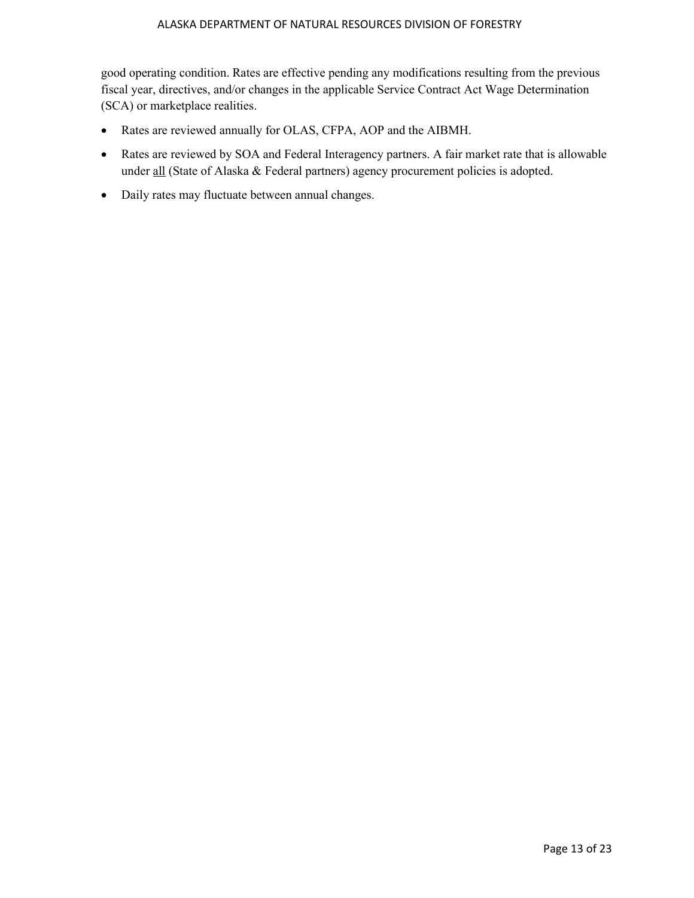good operating condition. Rates are effective pending any modifications resulting from the previous fiscal year, directives, and/or changes in the applicable Service Contract Act Wage Determination (SCA) or marketplace realities.

- Rates are reviewed annually for OLAS, CFPA, AOP and the AIBMH.
- Rates are reviewed by SOA and Federal Interagency partners. A fair market rate that is allowable under <u>all</u> (State of Alaska & Federal partners) agency procurement policies is adopted.
- Daily rates may fluctuate between annual changes.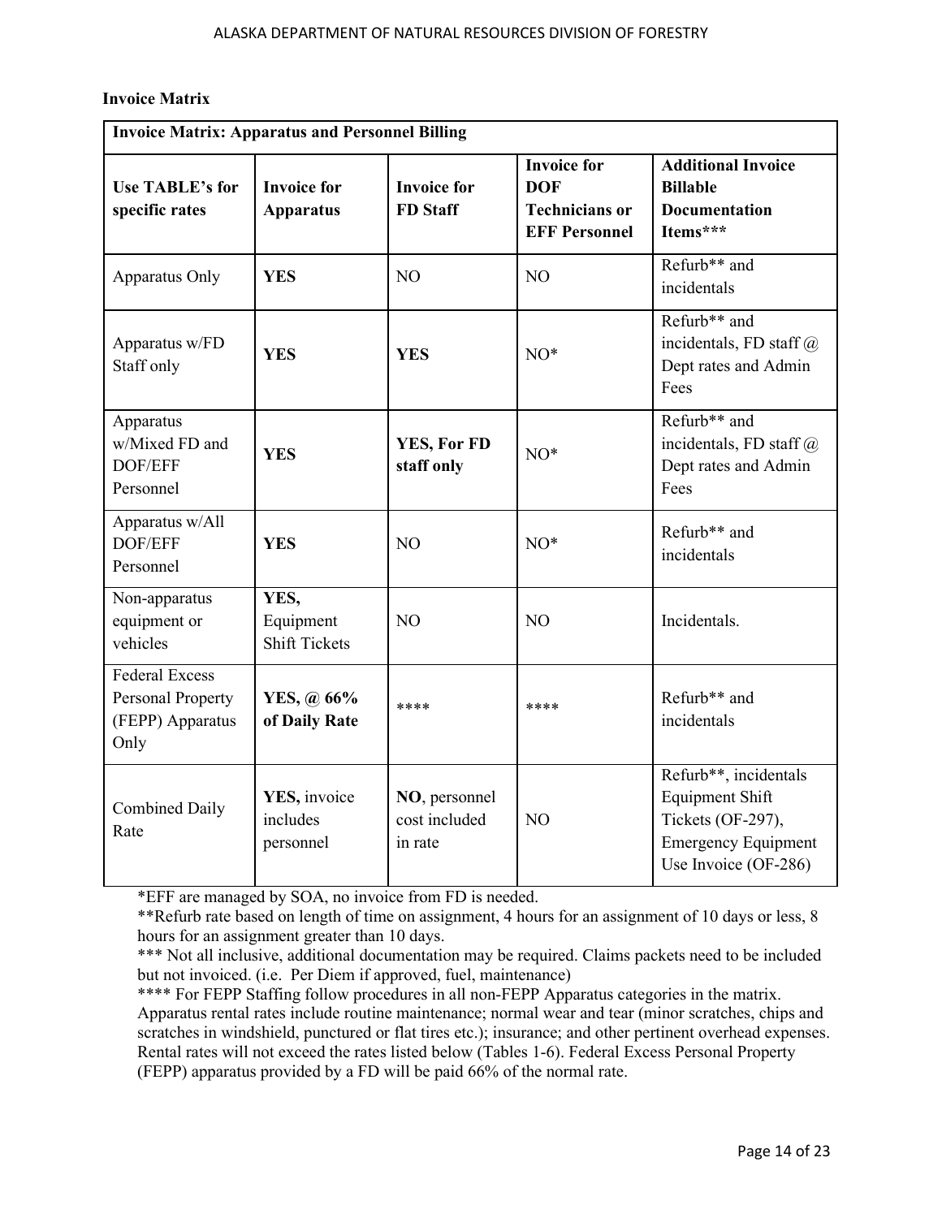**Invoice Matrix**

| Invoice Matrix: Apparatus and Personnel Billing | | | | |
|---|---|---|---|---|
| **Use TABLE's for specific rates** | **Invoice for Apparatus** | **Invoice for FD Staff** | **Invoice for DOF Technicians or EFF Personnel** | **Additional Invoice Billable Documentation Items*\*\*** |
| Apparatus Only | **YES** | NO | NO | Refurb** and incidentals |
| Apparatus w/FD Staff only | **YES** | **YES** | NO* | Refurb** and incidentals, FD staff @ Dept rates and Admin Fees |
| Apparatus w/Mixed FD and DOF/EFF Personnel | **YES** | **YES, For FD staff only** | NO* | Refurb** and incidentals, FD staff @ Dept rates and Admin Fees |
| Apparatus w/All DOF/EFF Personnel | **YES** | NO | NO* | Refurb** and incidentals |
| Non-apparatus equipment or vehicles | **YES,** Equipment Shift Tickets | NO | NO | Incidentals. |
| Federal Excess Personal Property (FEPP) Apparatus Only | **YES, @ 66% of Daily Rate** | **** | **** | Refurb** and incidentals |
| Combined Daily Rate | **YES,** invoice includes personnel | **NO**, personnel cost included in rate | NO | Refurb**, incidentals Equipment Shift Tickets (OF-297), Emergency Equipment Use Invoice (OF-286) |

*EFF are managed by SOA, no invoice from FD is needed.

**Refurb rate based on length of time on assignment, 4 hours for an assignment of 10 days or less, 8 hours for an assignment greater than 10 days.

*** Not all inclusive, additional documentation may be required. Claims packets need to be included but not invoiced. (i.e. Per Diem if approved, fuel, maintenance)

**** For FEPP Staffing follow procedures in all non-FEPP Apparatus categories in the matrix.

Apparatus rental rates include routine maintenance; normal wear and tear (minor scratches, chips and scratches in windshield, punctured or flat tires etc.); insurance; and other pertinent overhead expenses. Rental rates will not exceed the rates listed below (Tables 1-6). Federal Excess Personal Property (FEPP) apparatus provided by a FD will be paid 66% of the normal rate.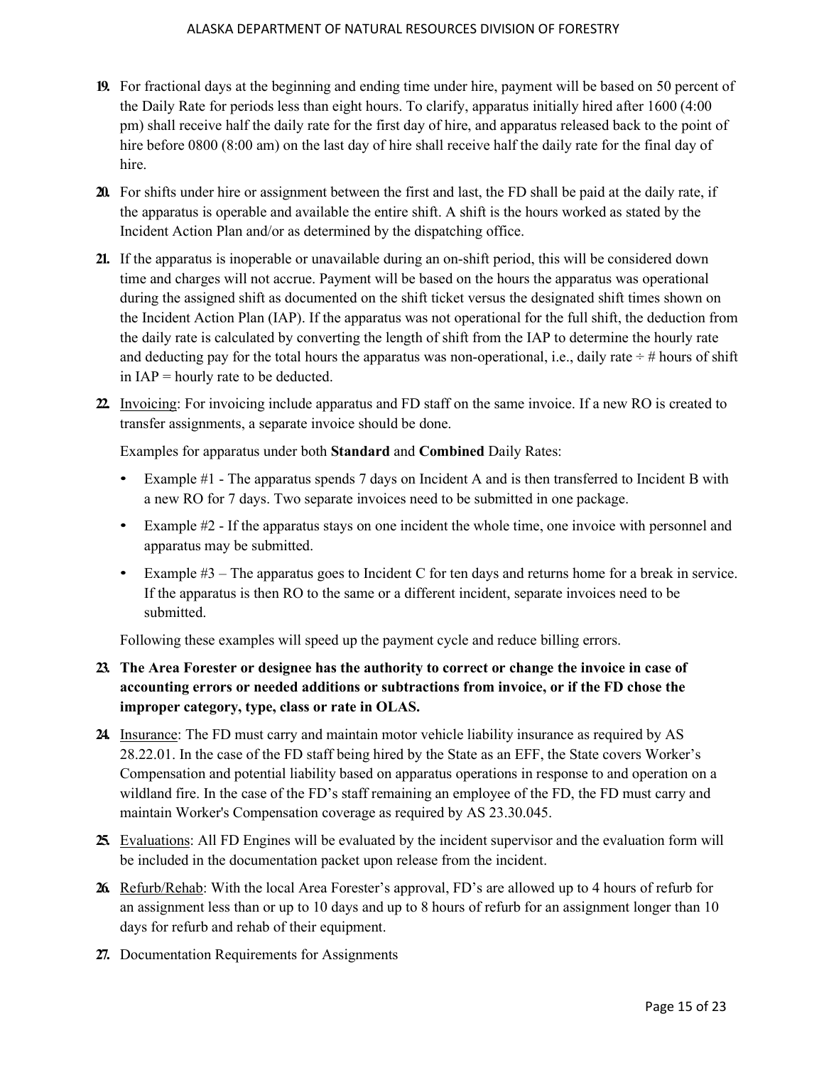19. For fractional days at the beginning and ending time under hire, payment will be based on 50 percent of the Daily Rate for periods less than eight hours. To clarify, apparatus initially hired after 1600 (4:00 pm) shall receive half the daily rate for the first day of hire, and apparatus released back to the point of hire before 0800 (8:00 am) on the last day of hire shall receive half the daily rate for the final day of hire.

20. For shifts under hire or assignment between the first and last, the FD shall be paid at the daily rate, if the apparatus is operable and available the entire shift. A shift is the hours worked as stated by the Incident Action Plan and/or as determined by the dispatching office.

21. If the apparatus is inoperable or unavailable during an on-shift period, this will be considered down time and charges will not accrue. Payment will be based on the hours the apparatus was operational during the assigned shift as documented on the shift ticket versus the designated shift times shown on the Incident Action Plan (IAP). If the apparatus was not operational for the full shift, the deduction from the daily rate is calculated by converting the length of shift from the IAP to determine the hourly rate and deducting pay for the total hours the apparatus was non-operational, i.e., daily rate ÷ # hours of shift in IAP = hourly rate to be deducted.

22. Invoicing: For invoicing include apparatus and FD staff on the same invoice. If a new RO is created to transfer assignments, a separate invoice should be done.

    Examples for apparatus under both **Standard** and **Combined** Daily Rates:

    - Example #1 - The apparatus spends 7 days on Incident A and is then transferred to Incident B with a new RO for 7 days. Two separate invoices need to be submitted in one package.
    - Example #2 - If the apparatus stays on one incident the whole time, one invoice with personnel and apparatus may be submitted.
    - Example #3 – The apparatus goes to Incident C for ten days and returns home for a break in service. If the apparatus is then RO to the same or a different incident, separate invoices need to be submitted.

    Following these examples will speed up the payment cycle and reduce billing errors.

23. **The Area Forester or designee has the authority to correct or change the invoice in case of accounting errors or needed additions or subtractions from invoice, or if the FD chose the improper category, type, class or rate in OLAS.**

24. Insurance: The FD must carry and maintain motor vehicle liability insurance as required by AS 28.22.01. In the case of the FD staff being hired by the State as an EFF, the State covers Worker's Compensation and potential liability based on apparatus operations in response to and operation on a wildland fire. In the case of the FD's staff remaining an employee of the FD, the FD must carry and maintain Worker's Compensation coverage as required by AS 23.30.045.

25. Evaluations: All FD Engines will be evaluated by the incident supervisor and the evaluation form will be included in the documentation packet upon release from the incident.

26. Refurb/Rehab: With the local Area Forester's approval, FD's are allowed up to 4 hours of refurb for an assignment less than or up to 10 days and up to 8 hours of refurb for an assignment longer than 10 days for refurb and rehab of their equipment.

27. Documentation Requirements for Assignments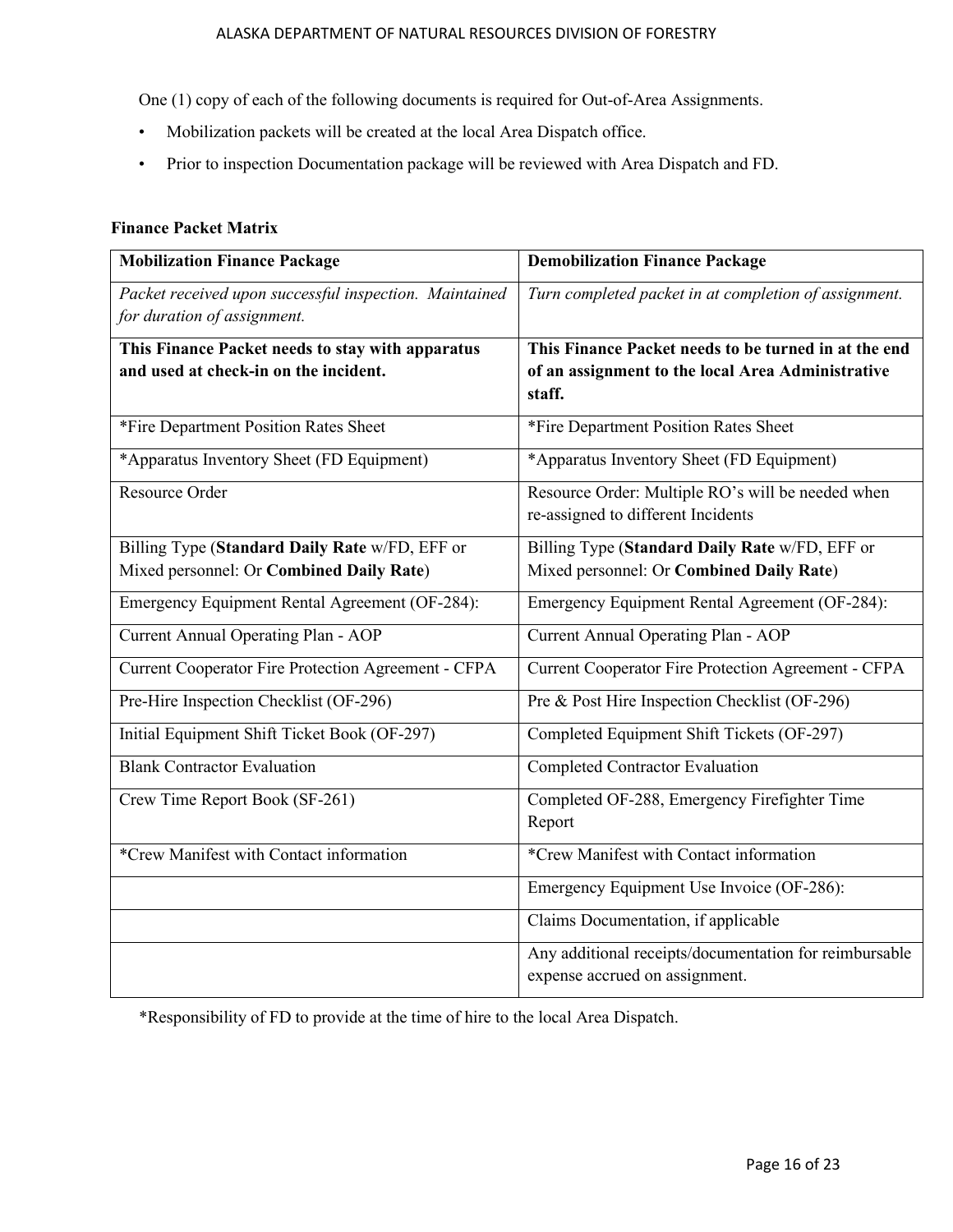One (1) copy of each of the following documents is required for Out-of-Area Assignments.

- Mobilization packets will be created at the local Area Dispatch office.
- Prior to inspection Documentation package will be reviewed with Area Dispatch and FD.

**Finance Packet Matrix**

| **Mobilization Finance Package** | **Demobilization Finance Package** |
|---|---|
| *Packet received upon successful inspection. Maintained for duration of assignment.* | *Turn completed packet in at completion of assignment.* |
| **This Finance Packet needs to stay with apparatus and used at check-in on the incident.** | **This Finance Packet needs to be turned in at the end of an assignment to the local Area Administrative staff.** |
| *Fire Department Position Rates Sheet | *Fire Department Position Rates Sheet |
| *Apparatus Inventory Sheet (FD Equipment) | *Apparatus Inventory Sheet (FD Equipment) |
| Resource Order | Resource Order: Multiple RO's will be needed when re-assigned to different Incidents |
| Billing Type (**Standard Daily Rate** w/FD, EFF or Mixed personnel: Or **Combined Daily Rate**) | Billing Type (**Standard Daily Rate** w/FD, EFF or Mixed personnel: Or **Combined Daily Rate**) |
| Emergency Equipment Rental Agreement (OF-284): | Emergency Equipment Rental Agreement (OF-284): |
| Current Annual Operating Plan - AOP | Current Annual Operating Plan - AOP |
| Current Cooperator Fire Protection Agreement - CFPA | Current Cooperator Fire Protection Agreement - CFPA |
| Pre-Hire Inspection Checklist (OF-296) | Pre & Post Hire Inspection Checklist (OF-296) |
| Initial Equipment Shift Ticket Book (OF-297) | Completed Equipment Shift Tickets (OF-297) |
| Blank Contractor Evaluation | Completed Contractor Evaluation |
| Crew Time Report Book (SF-261) | Completed OF-288, Emergency Firefighter Time Report |
| *Crew Manifest with Contact information | *Crew Manifest with Contact information |
| | Emergency Equipment Use Invoice (OF-286): |
| | Claims Documentation, if applicable |
| | Any additional receipts/documentation for reimbursable expense accrued on assignment. |

*Responsibility of FD to provide at the time of hire to the local Area Dispatch.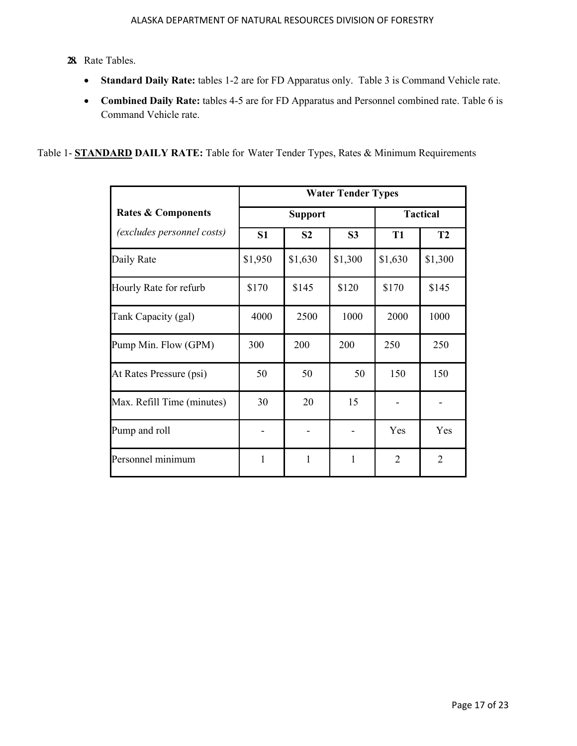28. Rate Tables.

- **Standard Daily Rate:** tables 1-2 are for FD Apparatus only. Table 3 is Command Vehicle rate.
- **Combined Daily Rate:** tables 4-5 are for FD Apparatus and Personnel combined rate. Table 6 is Command Vehicle rate.

Table 1- **STANDARD DAILY RATE:** Table for Water Tender Types, Rates & Minimum Requirements

| Rates & Components *(excludes personnel costs)* | Water Tender Types | | | | |
|---|---|---|---|---|---|
| | Support | | | Tactical | |
| | S1 | S2 | S3 | T1 | T2 |
| Daily Rate | $1,950 | $1,630 | $1,300 | $1,630 | $1,300 |
| Hourly Rate for refurb | $170 | $145 | $120 | $170 | $145 |
| Tank Capacity (gal) | 4000 | 2500 | 1000 | 2000 | 1000 |
| Pump Min. Flow (GPM) | 300 | 200 | 200 | 250 | 250 |
| At Rates Pressure (psi) | 50 | 50 | 50 | 150 | 150 |
| Max. Refill Time (minutes) | 30 | 20 | 15 | - | - |
| Pump and roll | - | - | - | Yes | Yes |
| Personnel minimum | 1 | 1 | 1 | 2 | 2 |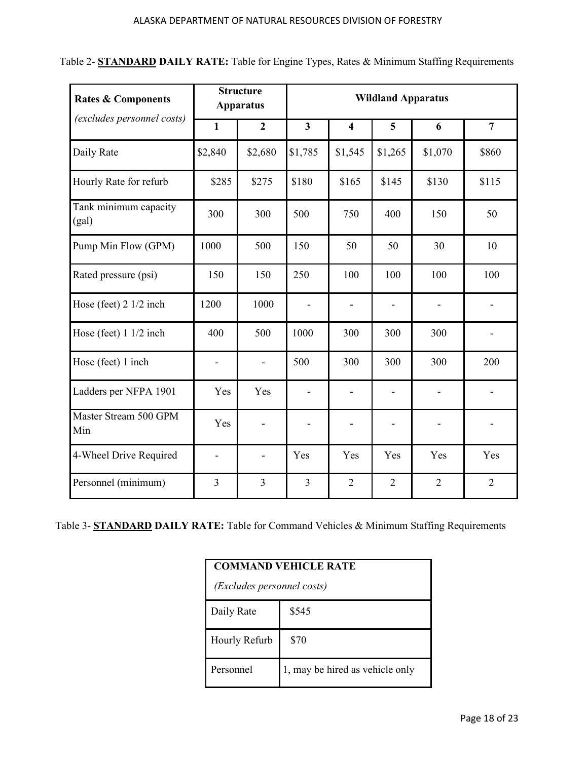Table 2- **STANDARD DAILY RATE:** Table for Engine Types, Rates & Minimum Staffing Requirements

| **Rates & Components** *(excludes personnel costs)* | **Structure Apparatus** | | **Wildland Apparatus** | | | | |
|---|---|---|---|---|---|---|---|
| | **1** | **2** | **3** | **4** | **5** | **6** | **7** |
| Daily Rate | $2,840 | $2,680 | $1,785 | $1,545 | $1,265 | $1,070 | $860 |
| Hourly Rate for refurb | $285 | $275 | $180 | $165 | $145 | $130 | $115 |
| Tank minimum capacity (gal) | 300 | 300 | 500 | 750 | 400 | 150 | 50 |
| Pump Min Flow (GPM) | 1000 | 500 | 150 | 50 | 50 | 30 | 10 |
| Rated pressure (psi) | 150 | 150 | 250 | 100 | 100 | 100 | 100 |
| Hose (feet) 2 1/2 inch | 1200 | 1000 | - | - | - | - | - |
| Hose (feet) 1 1/2 inch | 400 | 500 | 1000 | 300 | 300 | 300 | - |
| Hose (feet) 1 inch | - | - | 500 | 300 | 300 | 300 | 200 |
| Ladders per NFPA 1901 | Yes | Yes | - | - | - | - | - |
| Master Stream 500 GPM Min | Yes | - | - | - | - | - | - |
| 4-Wheel Drive Required | - | - | Yes | Yes | Yes | Yes | Yes |
| Personnel (minimum) | 3 | 3 | 3 | 2 | 2 | 2 | 2 |

Table 3- **STANDARD DAILY RATE:** Table for Command Vehicles & Minimum Staffing Requirements

| **COMMAND VEHICLE RATE** *(Excludes personnel costs)* | |
|---|---|
| Daily Rate | $545 |
| Hourly Refurb | $70 |
| Personnel | 1, may be hired as vehicle only |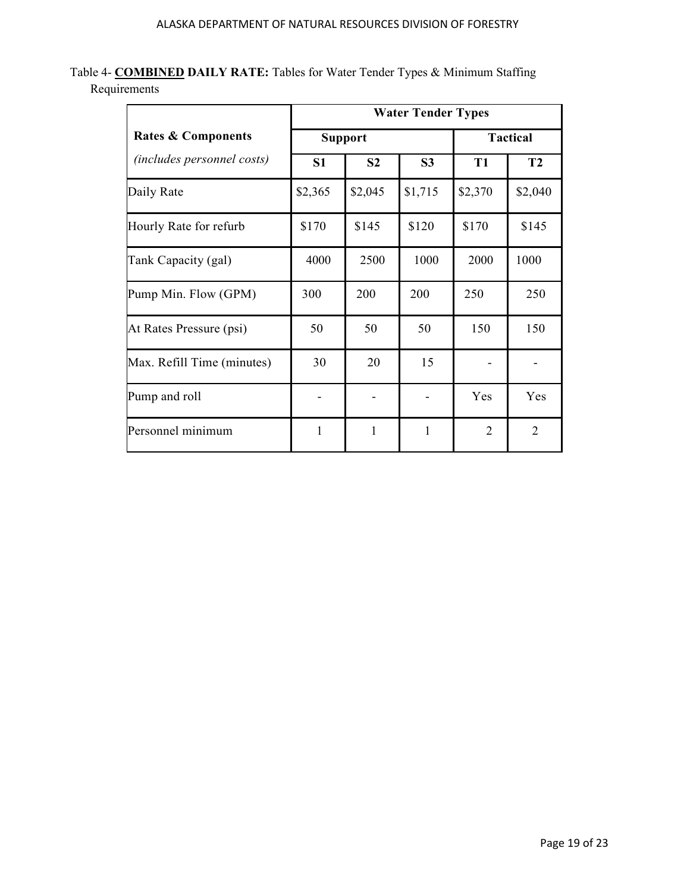Table 4- **COMBINED DAILY RATE:** Tables for Water Tender Types & Minimum Staffing Requirements

| Rates & Components *(includes personnel costs)* | Water Tender Types | | | | |
|---|---|---|---|---|---|
| | Support | | | Tactical | |
| | S1 | S2 | S3 | T1 | T2 |
| Daily Rate | $2,365 | $2,045 | $1,715 | $2,370 | $2,040 |
| Hourly Rate for refurb | $170 | $145 | $120 | $170 | $145 |
| Tank Capacity (gal) | 4000 | 2500 | 1000 | 2000 | 1000 |
| Pump Min. Flow (GPM) | 300 | 200 | 200 | 250 | 250 |
| At Rates Pressure (psi) | 50 | 50 | 50 | 150 | 150 |
| Max. Refill Time (minutes) | 30 | 20 | 15 | - | - |
| Pump and roll | - | - | - | Yes | Yes |
| Personnel minimum | 1 | 1 | 1 | 2 | 2 |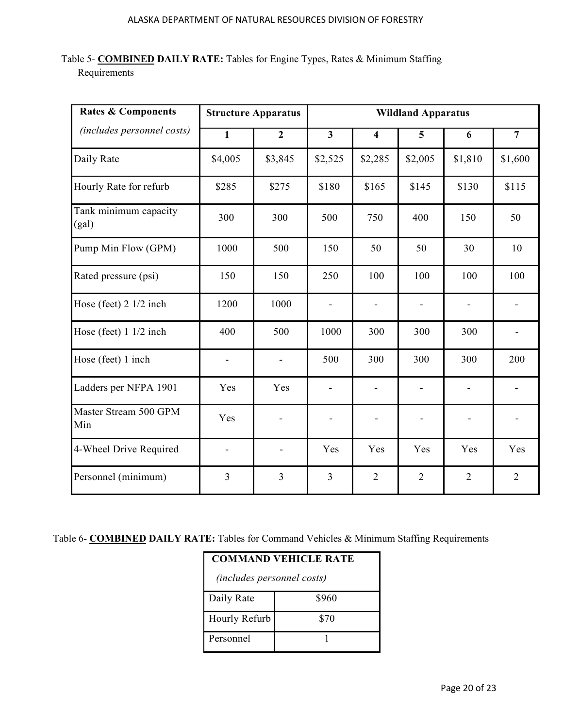Table 5- **COMBINED DAILY RATE:** Tables for Engine Types, Rates & Minimum Staffing Requirements

| **Rates & Components** *(includes personnel costs)* | **Structure Apparatus** | | **Wildland Apparatus** | | | | |
|---|---|---|---|---|---|---|---|
| | **1** | **2** | **3** | **4** | **5** | **6** | **7** |
| Daily Rate | $4,005 | $3,845 | $2,525 | $2,285 | $2,005 | $1,810 | $1,600 |
| Hourly Rate for refurb | $285 | $275 | $180 | $165 | $145 | $130 | $115 |
| Tank minimum capacity (gal) | 300 | 300 | 500 | 750 | 400 | 150 | 50 |
| Pump Min Flow (GPM) | 1000 | 500 | 150 | 50 | 50 | 30 | 10 |
| Rated pressure (psi) | 150 | 150 | 250 | 100 | 100 | 100 | 100 |
| Hose (feet) 2 1/2 inch | 1200 | 1000 | - | - | - | - | - |
| Hose (feet) 1 1/2 inch | 400 | 500 | 1000 | 300 | 300 | 300 | - |
| Hose (feet) 1 inch | - | - | 500 | 300 | 300 | 300 | 200 |
| Ladders per NFPA 1901 | Yes | Yes | - | - | - | - | - |
| Master Stream 500 GPM Min | Yes | - | - | - | - | - | - |
| 4-Wheel Drive Required | - | - | Yes | Yes | Yes | Yes | Yes |
| Personnel (minimum) | 3 | 3 | 3 | 2 | 2 | 2 | 2 |

Table 6- **COMBINED DAILY RATE:** Tables for Command Vehicles & Minimum Staffing Requirements

| **COMMAND VEHICLE RATE** *(includes personnel costs)* | |
|---|---|
| Daily Rate | $960 |
| Hourly Refurb | $70 |
| Personnel | 1 |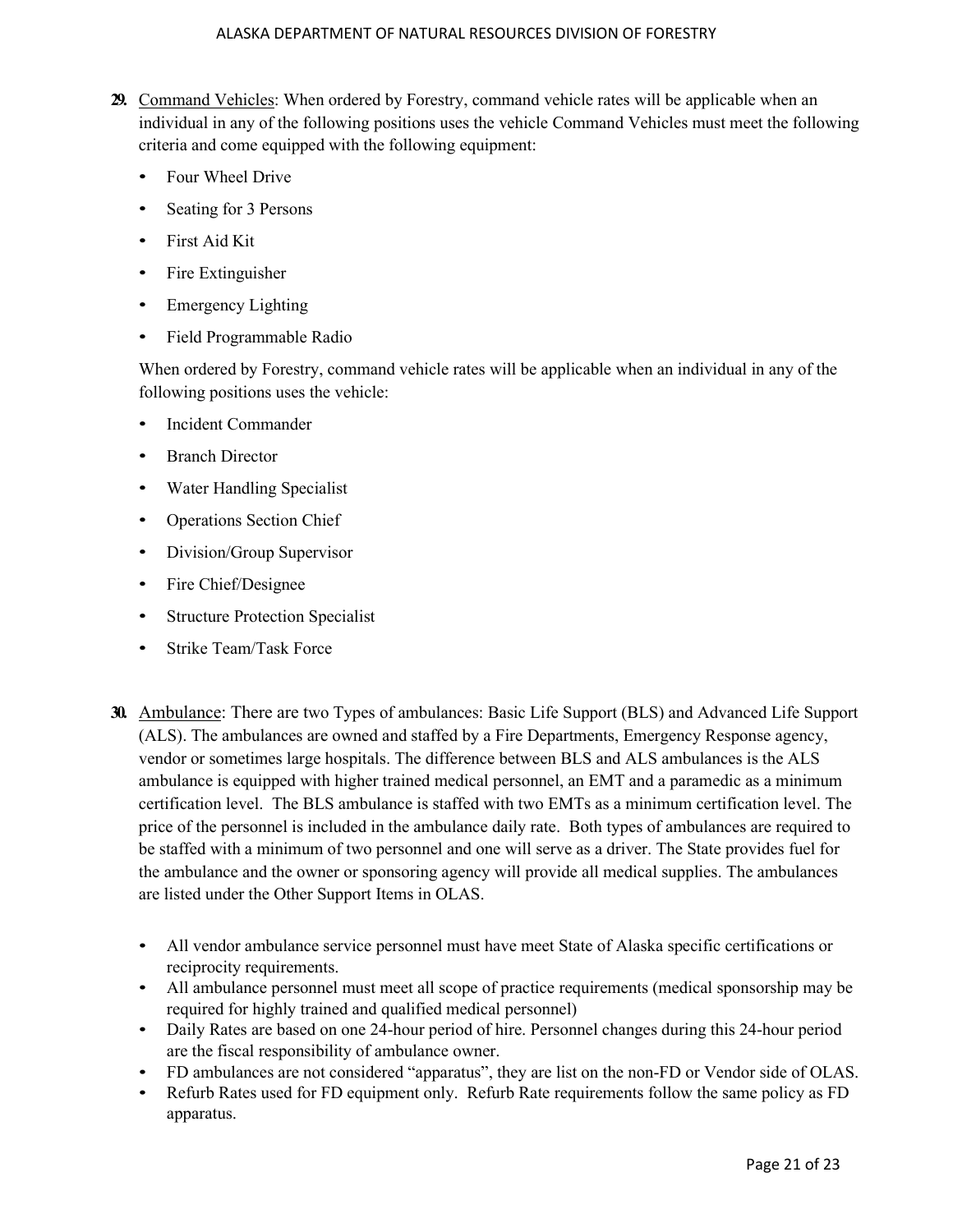**29.** <u>Command Vehicles</u>: When ordered by Forestry, command vehicle rates will be applicable when an individual in any of the following positions uses the vehicle Command Vehicles must meet the following criteria and come equipped with the following equipment:

- Four Wheel Drive
- Seating for 3 Persons
- First Aid Kit
- Fire Extinguisher
- Emergency Lighting
- Field Programmable Radio

When ordered by Forestry, command vehicle rates will be applicable when an individual in any of the following positions uses the vehicle:

- Incident Commander
- Branch Director
- Water Handling Specialist
- Operations Section Chief
- Division/Group Supervisor
- Fire Chief/Designee
- Structure Protection Specialist
- Strike Team/Task Force

**30.** <u>Ambulance</u>: There are two Types of ambulances: Basic Life Support (BLS) and Advanced Life Support (ALS). The ambulances are owned and staffed by a Fire Departments, Emergency Response agency, vendor or sometimes large hospitals. The difference between BLS and ALS ambulances is the ALS ambulance is equipped with higher trained medical personnel, an EMT and a paramedic as a minimum certification level. The BLS ambulance is staffed with two EMTs as a minimum certification level. The price of the personnel is included in the ambulance daily rate. Both types of ambulances are required to be staffed with a minimum of two personnel and one will serve as a driver. The State provides fuel for the ambulance and the owner or sponsoring agency will provide all medical supplies. The ambulances are listed under the Other Support Items in OLAS.

- All vendor ambulance service personnel must have meet State of Alaska specific certifications or reciprocity requirements.
- All ambulance personnel must meet all scope of practice requirements (medical sponsorship may be required for highly trained and qualified medical personnel)
- Daily Rates are based on one 24-hour period of hire. Personnel changes during this 24-hour period are the fiscal responsibility of ambulance owner.
- FD ambulances are not considered "apparatus", they are list on the non-FD or Vendor side of OLAS.
- Refurb Rates used for FD equipment only. Refurb Rate requirements follow the same policy as FD apparatus.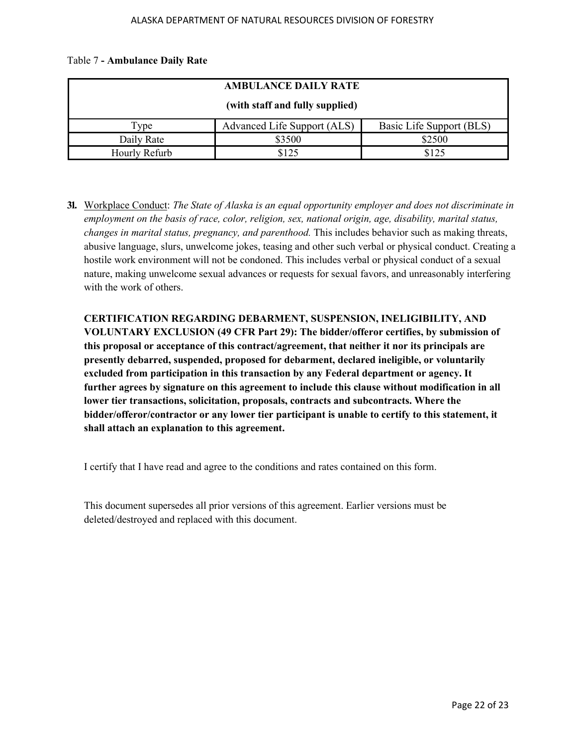Table 7 **- Ambulance Daily Rate**

| AMBULANCE DAILY RATE (with staff and fully supplied) | | |
|---|---|---|
| Type | Advanced Life Support (ALS) | Basic Life Support (BLS) |
| Daily Rate | $3500 | $2500 |
| Hourly Refurb | $125 | $125 |

**31.** Workplace Conduct: *The State of Alaska is an equal opportunity employer and does not discriminate in employment on the basis of race, color, religion, sex, national origin, age, disability, marital status, changes in marital status, pregnancy, and parenthood.* This includes behavior such as making threats, abusive language, slurs, unwelcome jokes, teasing and other such verbal or physical conduct. Creating a hostile work environment will not be condoned. This includes verbal or physical conduct of a sexual nature, making unwelcome sexual advances or requests for sexual favors, and unreasonably interfering with the work of others.

**CERTIFICATION REGARDING DEBARMENT, SUSPENSION, INELIGIBILITY, AND VOLUNTARY EXCLUSION (49 CFR Part 29): The bidder/offeror certifies, by submission of this proposal or acceptance of this contract/agreement, that neither it nor its principals are presently debarred, suspended, proposed for debarment, declared ineligible, or voluntarily excluded from participation in this transaction by any Federal department or agency. It further agrees by signature on this agreement to include this clause without modification in all lower tier transactions, solicitation, proposals, contracts and subcontracts. Where the bidder/offeror/contractor or any lower tier participant is unable to certify to this statement, it shall attach an explanation to this agreement.**

I certify that I have read and agree to the conditions and rates contained on this form.

This document supersedes all prior versions of this agreement. Earlier versions must be deleted/destroyed and replaced with this document.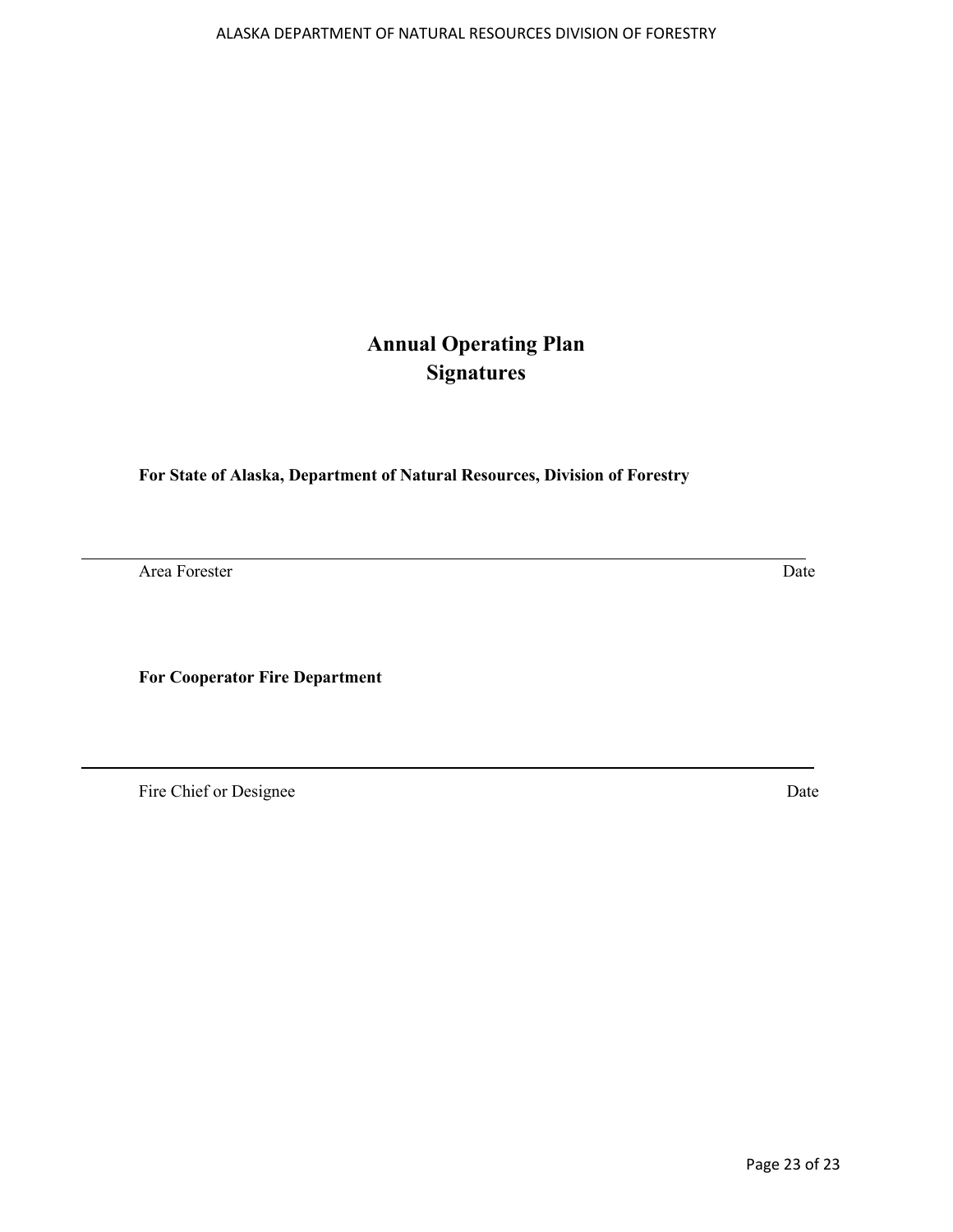# Annual Operating Plan
# Signatures

**For State of Alaska, Department of Natural Resources, Division of Forestry**

\_\_\_\_\_\_\_\_\_\_\_\_\_\_\_\_\_\_\_\_\_\_\_\_\_\_\_\_\_\_\_\_\_\_\_\_\_\_\_\_\_\_\_\_\_\_\_\_\_\_\_\_\_\_\_\_\_\_\_\_\_\_\_\_

Area Forester Date

**For Cooperator Fire Department**

\_\_\_\_\_\_\_\_\_\_\_\_\_\_\_\_\_\_\_\_\_\_\_\_\_\_\_\_\_\_\_\_\_\_\_\_\_\_\_\_\_\_\_\_\_\_\_\_\_\_\_\_\_\_\_\_\_\_\_\_\_\_\_\_

Fire Chief or Designee Date